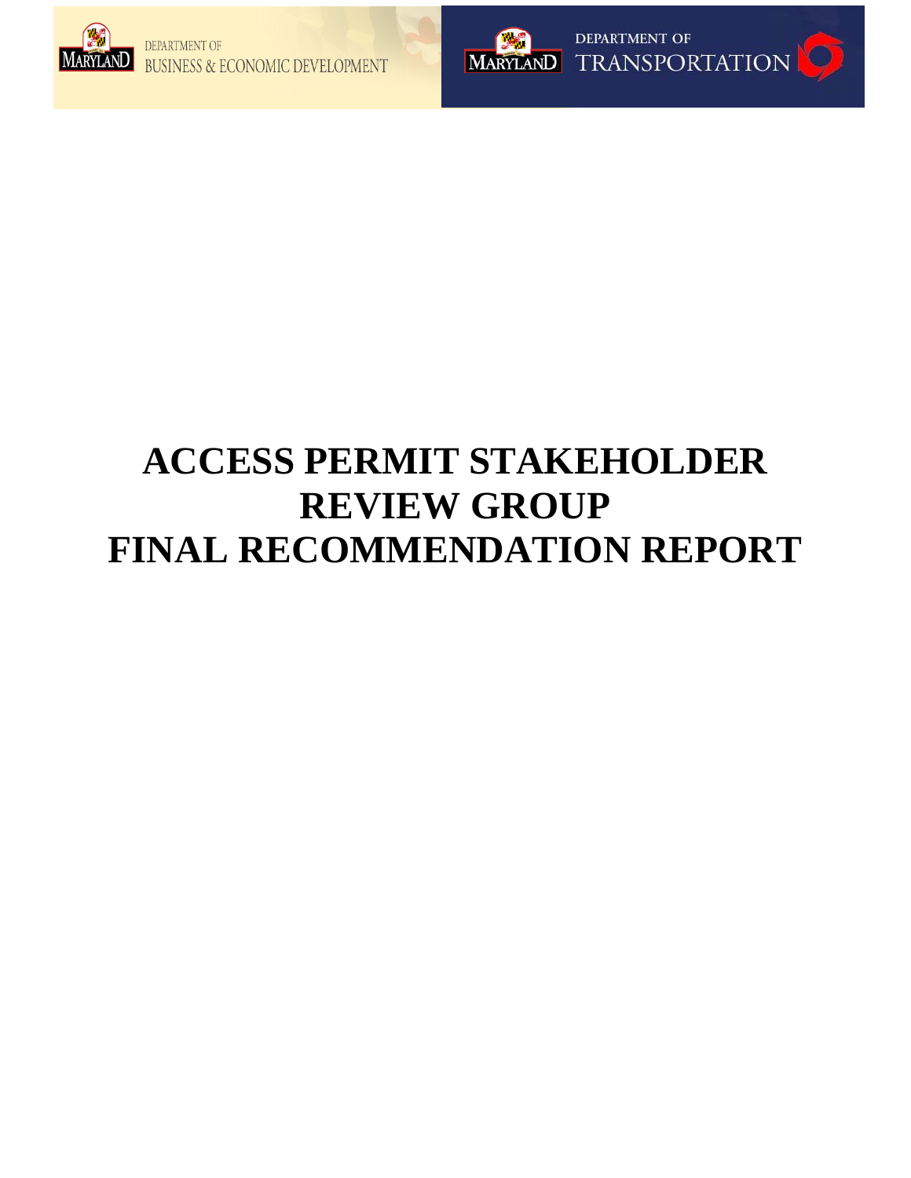DEPARTMENT OF BUSINESS & ECONOMIC DEVELOPMENT

DEPARTMENT OF TRANSPORTATION

# ACCESS PERMIT STAKEHOLDER REVIEW GROUP FINAL RECOMMENDATION REPORT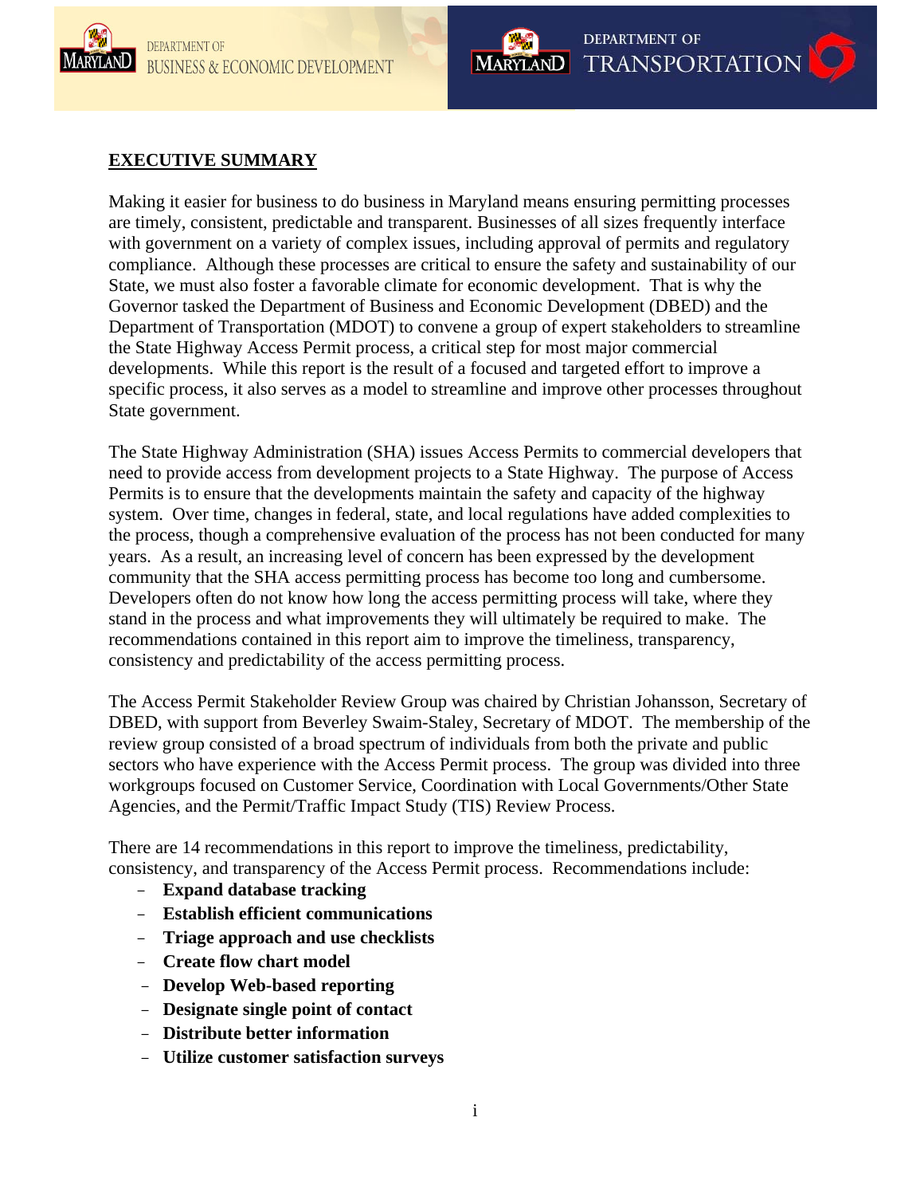## EXECUTIVE SUMMARY

Making it easier for business to do business in Maryland means ensuring permitting processes are timely, consistent, predictable and transparent. Businesses of all sizes frequently interface with government on a variety of complex issues, including approval of permits and regulatory compliance. Although these processes are critical to ensure the safety and sustainability of our State, we must also foster a favorable climate for economic development. That is why the Governor tasked the Department of Business and Economic Development (DBED) and the Department of Transportation (MDOT) to convene a group of expert stakeholders to streamline the State Highway Access Permit process, a critical step for most major commercial developments. While this report is the result of a focused and targeted effort to improve a specific process, it also serves as a model to streamline and improve other processes throughout State government.

The State Highway Administration (SHA) issues Access Permits to commercial developers that need to provide access from development projects to a State Highway. The purpose of Access Permits is to ensure that the developments maintain the safety and capacity of the highway system. Over time, changes in federal, state, and local regulations have added complexities to the process, though a comprehensive evaluation of the process has not been conducted for many years. As a result, an increasing level of concern has been expressed by the development community that the SHA access permitting process has become too long and cumbersome. Developers often do not know how long the access permitting process will take, where they stand in the process and what improvements they will ultimately be required to make. The recommendations contained in this report aim to improve the timeliness, transparency, consistency and predictability of the access permitting process.

The Access Permit Stakeholder Review Group was chaired by Christian Johansson, Secretary of DBED, with support from Beverley Swaim-Staley, Secretary of MDOT. The membership of the review group consisted of a broad spectrum of individuals from both the private and public sectors who have experience with the Access Permit process. The group was divided into three workgroups focused on Customer Service, Coordination with Local Governments/Other State Agencies, and the Permit/Traffic Impact Study (TIS) Review Process.

There are 14 recommendations in this report to improve the timeliness, predictability, consistency, and transparency of the Access Permit process. Recommendations include:

- **Expand database tracking**
- **Establish efficient communications**
- **Triage approach and use checklists**
- **Create flow chart model**
- **Develop Web-based reporting**
- **Designate single point of contact**
- **Distribute better information**
- **Utilize customer satisfaction surveys**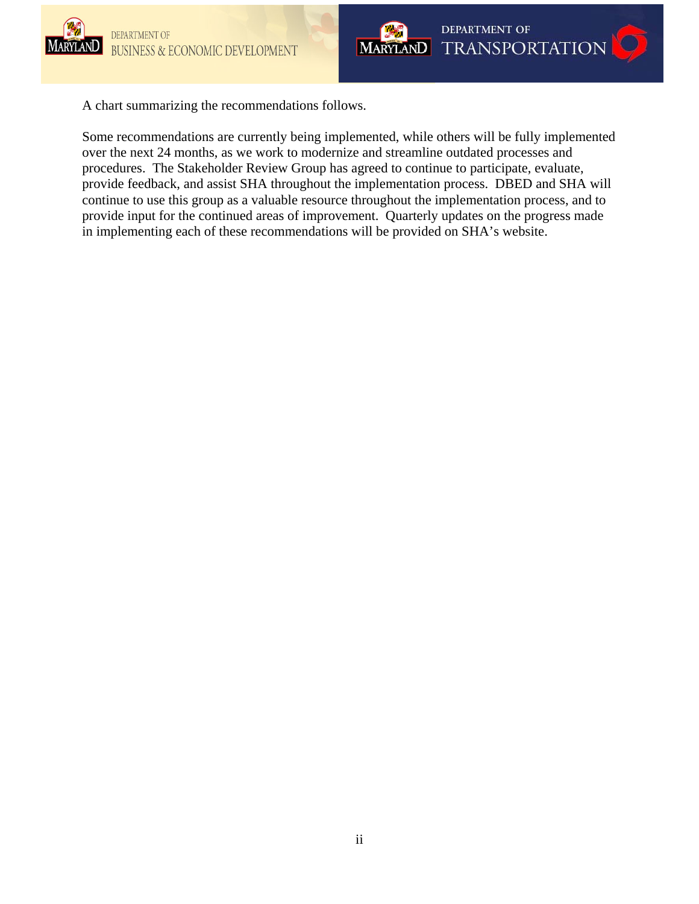A chart summarizing the recommendations follows.

Some recommendations are currently being implemented, while others will be fully implemented over the next 24 months, as we work to modernize and streamline outdated processes and procedures. The Stakeholder Review Group has agreed to continue to participate, evaluate, provide feedback, and assist SHA throughout the implementation process. DBED and SHA will continue to use this group as a valuable resource throughout the implementation process, and to provide input for the continued areas of improvement. Quarterly updates on the progress made in implementing each of these recommendations will be provided on SHA's website.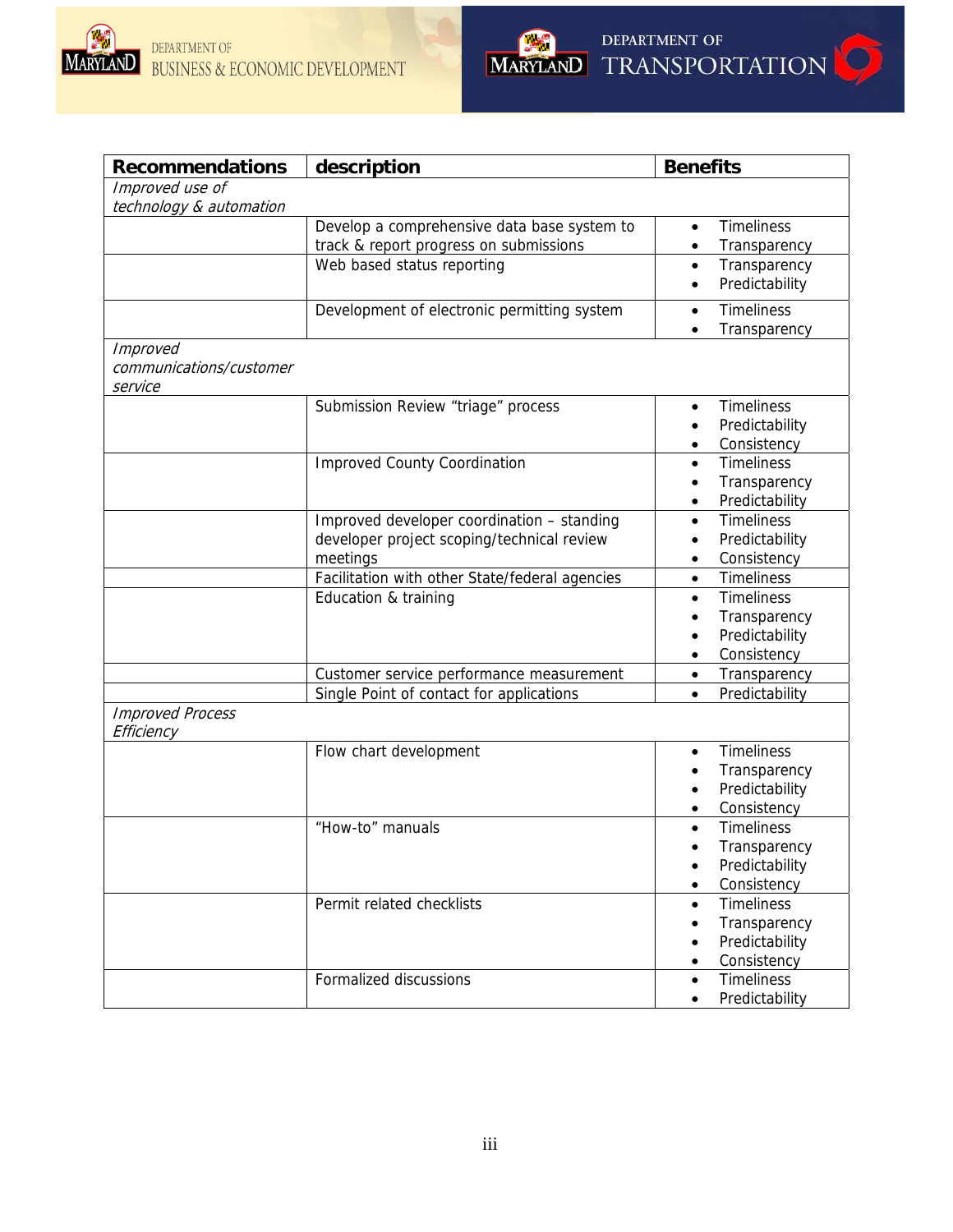| Recommendations | description | Benefits |
|---|---|---|
| *Improved use of technology & automation* | | |
| | Develop a comprehensive data base system to track & report progress on submissions | • Timeliness<br>• Transparency |
| | Web based status reporting | • Transparency<br>• Predictability |
| | Development of electronic permitting system | • Timeliness<br>• Transparency |
| *Improved communications/customer service* | | |
| | Submission Review "triage" process | • Timeliness<br>• Predictability<br>• Consistency |
| | Improved County Coordination | • Timeliness<br>• Transparency<br>• Predictability |
| | Improved developer coordination – standing developer project scoping/technical review meetings | • Timeliness<br>• Predictability<br>• Consistency |
| | Facilitation with other State/federal agencies | • Timeliness |
| | Education & training | • Timeliness<br>• Transparency<br>• Predictability<br>• Consistency |
| | Customer service performance measurement | • Transparency |
| | Single Point of contact for applications | • Predictability |
| *Improved Process Efficiency* | | |
| | Flow chart development | • Timeliness<br>• Transparency<br>• Predictability<br>• Consistency |
| | "How-to" manuals | • Timeliness<br>• Transparency<br>• Predictability<br>• Consistency |
| | Permit related checklists | • Timeliness<br>• Transparency<br>• Predictability<br>• Consistency |
| | Formalized discussions | • Timeliness<br>• Predictability |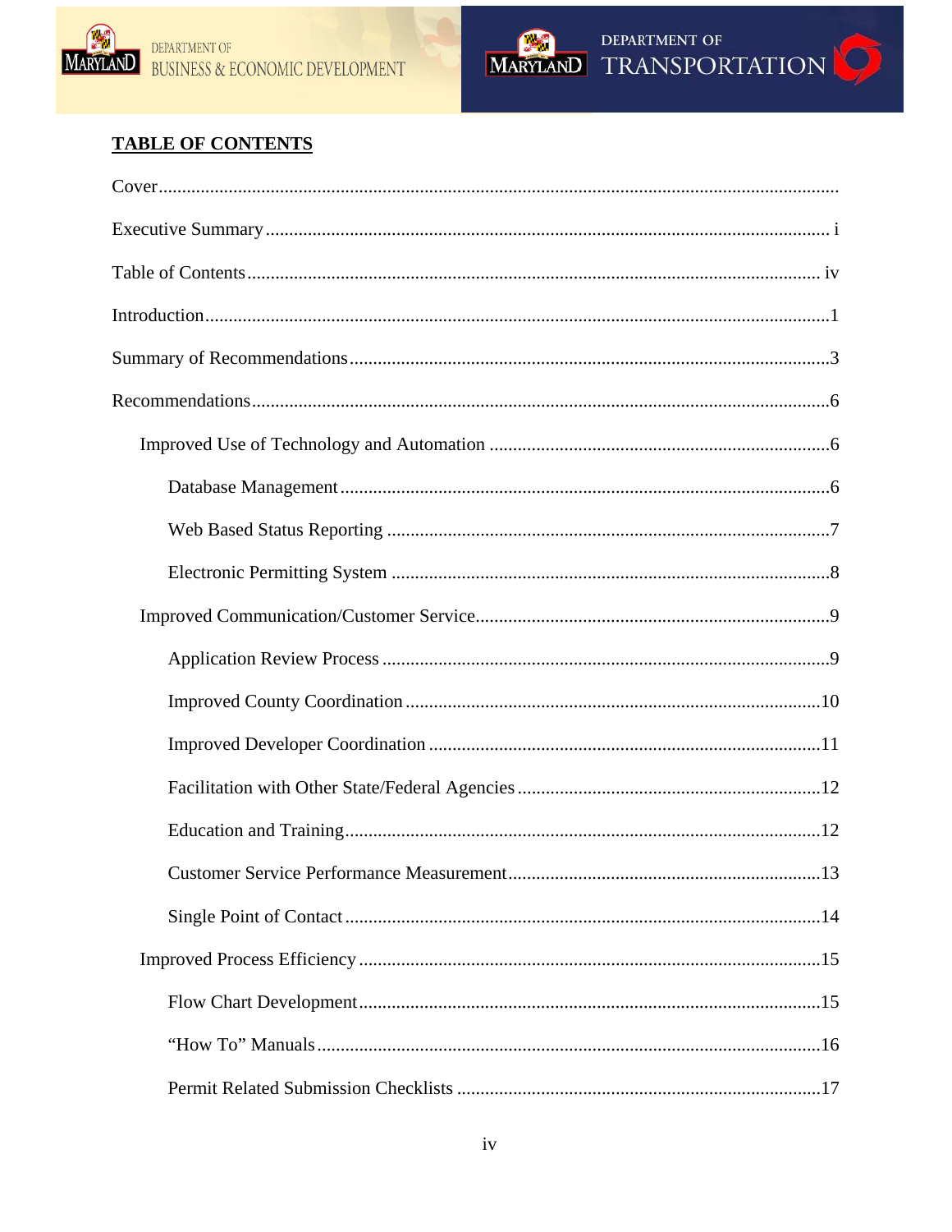## TABLE OF CONTENTS

Cover..........................................................................................................................

Executive Summary ........................................................................................ i

Table of Contents ......................................................................................... iv

Introduction......................................................................................................1

Summary of Recommendations.......................................................................3

Recommendations............................................................................................6

- Improved Use of Technology and Automation ..........................................6
  - Database Management ..........................................................................6
  - Web Based Status Reporting ..................................................................7
  - Electronic Permitting System .................................................................8
- Improved Communication/Customer Service..............................................9
  - Application Review Process ...................................................................9
  - Improved County Coordination ............................................................10
  - Improved Developer Coordination .......................................................11
  - Facilitation with Other State/Federal Agencies ....................................12
  - Education and Training........................................................................12
  - Customer Service Performance Measurement......................................13
  - Single Point of Contact .........................................................................14
- Improved Process Efficiency ....................................................................15
  - Flow Chart Development.....................................................................15
  - "How To" Manuals ..............................................................................16
  - Permit Related Submission Checklists .................................................17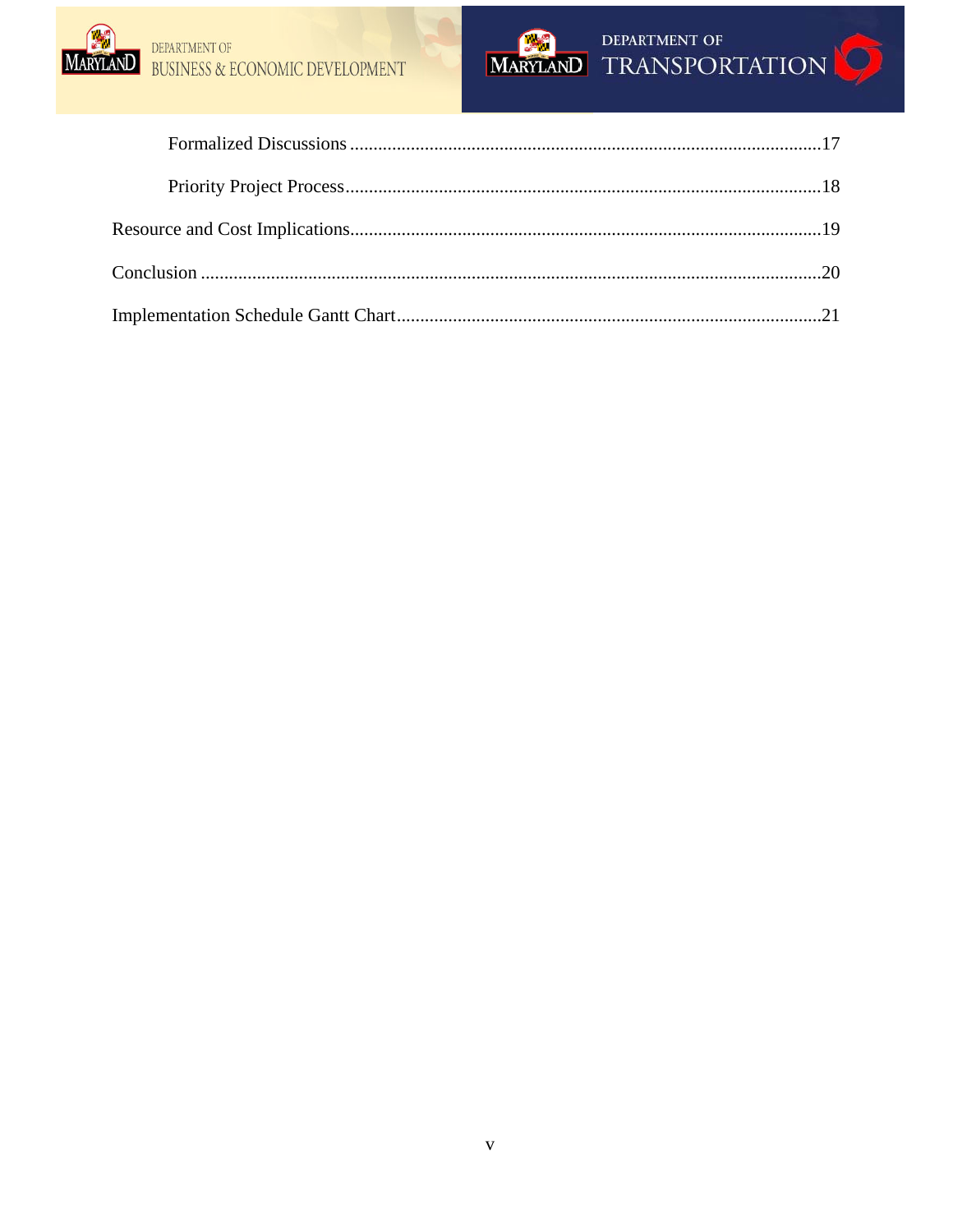Formalized Discussions .....................................................................................................17

Priority Project Process......................................................................................................18

Resource and Cost Implications.....................................................................................................19

Conclusion .....................................................................................................................................20

Implementation Schedule Gantt Chart...........................................................................................21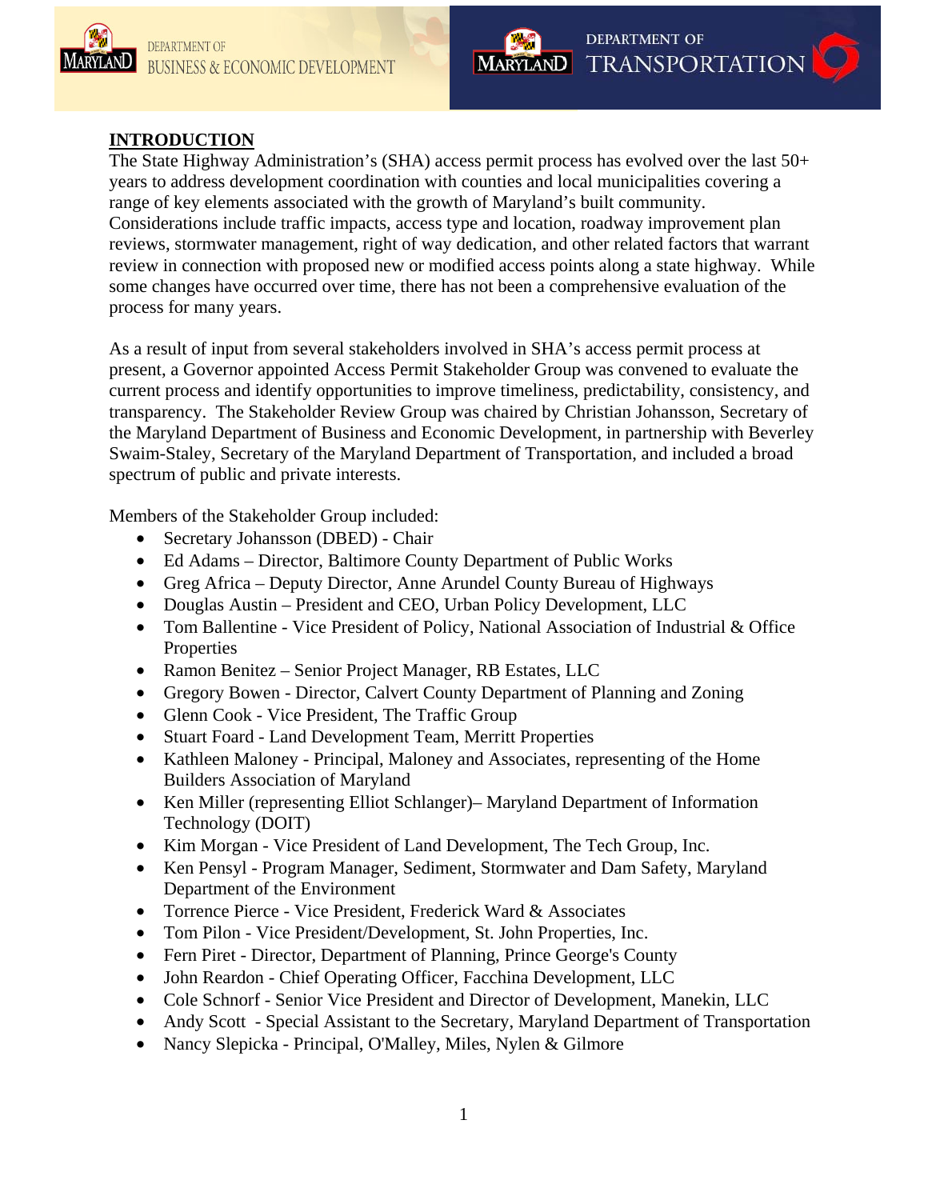## INTRODUCTION

The State Highway Administration's (SHA) access permit process has evolved over the last 50+ years to address development coordination with counties and local municipalities covering a range of key elements associated with the growth of Maryland's built community. Considerations include traffic impacts, access type and location, roadway improvement plan reviews, stormwater management, right of way dedication, and other related factors that warrant review in connection with proposed new or modified access points along a state highway. While some changes have occurred over time, there has not been a comprehensive evaluation of the process for many years.

As a result of input from several stakeholders involved in SHA's access permit process at present, a Governor appointed Access Permit Stakeholder Group was convened to evaluate the current process and identify opportunities to improve timeliness, predictability, consistency, and transparency. The Stakeholder Review Group was chaired by Christian Johansson, Secretary of the Maryland Department of Business and Economic Development, in partnership with Beverley Swaim-Staley, Secretary of the Maryland Department of Transportation, and included a broad spectrum of public and private interests.

Members of the Stakeholder Group included:

- Secretary Johansson (DBED) - Chair
- Ed Adams – Director, Baltimore County Department of Public Works
- Greg Africa – Deputy Director, Anne Arundel County Bureau of Highways
- Douglas Austin – President and CEO, Urban Policy Development, LLC
- Tom Ballentine - Vice President of Policy, National Association of Industrial & Office Properties
- Ramon Benitez – Senior Project Manager, RB Estates, LLC
- Gregory Bowen - Director, Calvert County Department of Planning and Zoning
- Glenn Cook - Vice President, The Traffic Group
- Stuart Foard - Land Development Team, Merritt Properties
- Kathleen Maloney - Principal, Maloney and Associates, representing of the Home Builders Association of Maryland
- Ken Miller (representing Elliot Schlanger)– Maryland Department of Information Technology (DOIT)
- Kim Morgan - Vice President of Land Development, The Tech Group, Inc.
- Ken Pensyl - Program Manager, Sediment, Stormwater and Dam Safety, Maryland Department of the Environment
- Torrence Pierce - Vice President, Frederick Ward & Associates
- Tom Pilon - Vice President/Development, St. John Properties, Inc.
- Fern Piret - Director, Department of Planning, Prince George's County
- John Reardon - Chief Operating Officer, Facchina Development, LLC
- Cole Schnorf - Senior Vice President and Director of Development, Manekin, LLC
- Andy Scott - Special Assistant to the Secretary, Maryland Department of Transportation
- Nancy Slepicka - Principal, O'Malley, Miles, Nylen & Gilmore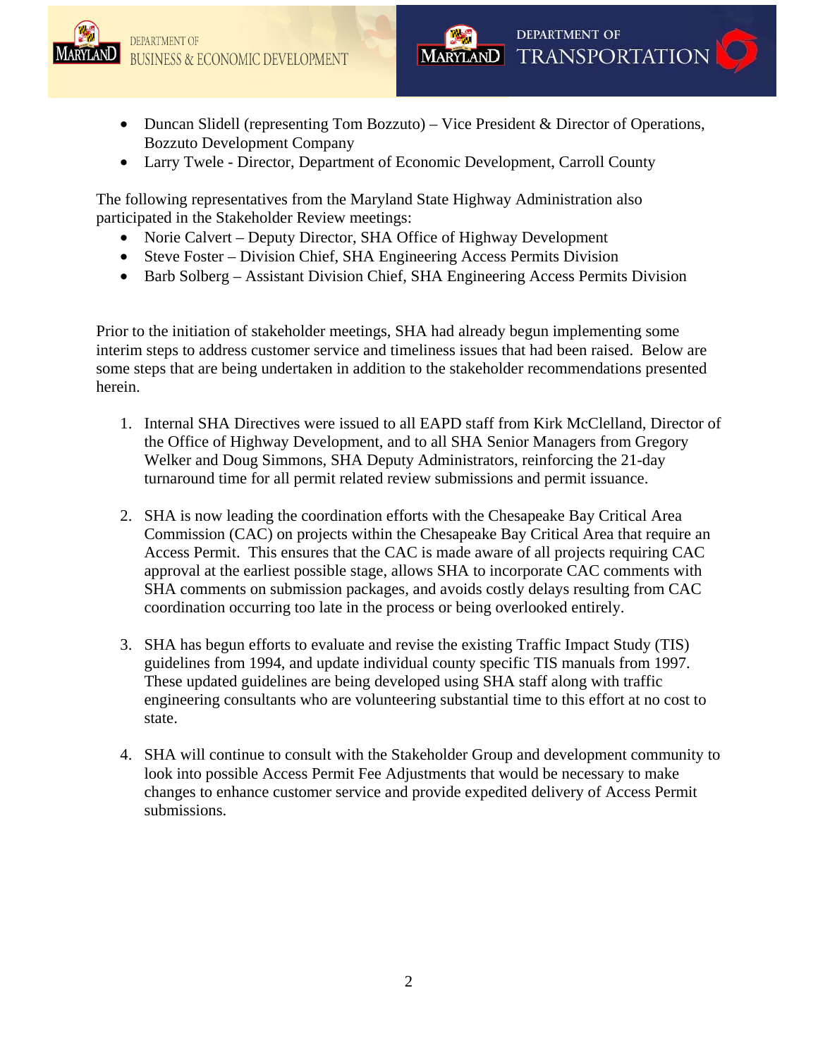- Duncan Slidell (representing Tom Bozzuto) – Vice President & Director of Operations, Bozzuto Development Company
- Larry Twele - Director, Department of Economic Development, Carroll County

The following representatives from the Maryland State Highway Administration also participated in the Stakeholder Review meetings:

- Norie Calvert – Deputy Director, SHA Office of Highway Development
- Steve Foster – Division Chief, SHA Engineering Access Permits Division
- Barb Solberg – Assistant Division Chief, SHA Engineering Access Permits Division

Prior to the initiation of stakeholder meetings, SHA had already begun implementing some interim steps to address customer service and timeliness issues that had been raised. Below are some steps that are being undertaken in addition to the stakeholder recommendations presented herein.

1. Internal SHA Directives were issued to all EAPD staff from Kirk McClelland, Director of the Office of Highway Development, and to all SHA Senior Managers from Gregory Welker and Doug Simmons, SHA Deputy Administrators, reinforcing the 21-day turnaround time for all permit related review submissions and permit issuance.

2. SHA is now leading the coordination efforts with the Chesapeake Bay Critical Area Commission (CAC) on projects within the Chesapeake Bay Critical Area that require an Access Permit. This ensures that the CAC is made aware of all projects requiring CAC approval at the earliest possible stage, allows SHA to incorporate CAC comments with SHA comments on submission packages, and avoids costly delays resulting from CAC coordination occurring too late in the process or being overlooked entirely.

3. SHA has begun efforts to evaluate and revise the existing Traffic Impact Study (TIS) guidelines from 1994, and update individual county specific TIS manuals from 1997. These updated guidelines are being developed using SHA staff along with traffic engineering consultants who are volunteering substantial time to this effort at no cost to state.

4. SHA will continue to consult with the Stakeholder Group and development community to look into possible Access Permit Fee Adjustments that would be necessary to make changes to enhance customer service and provide expedited delivery of Access Permit submissions.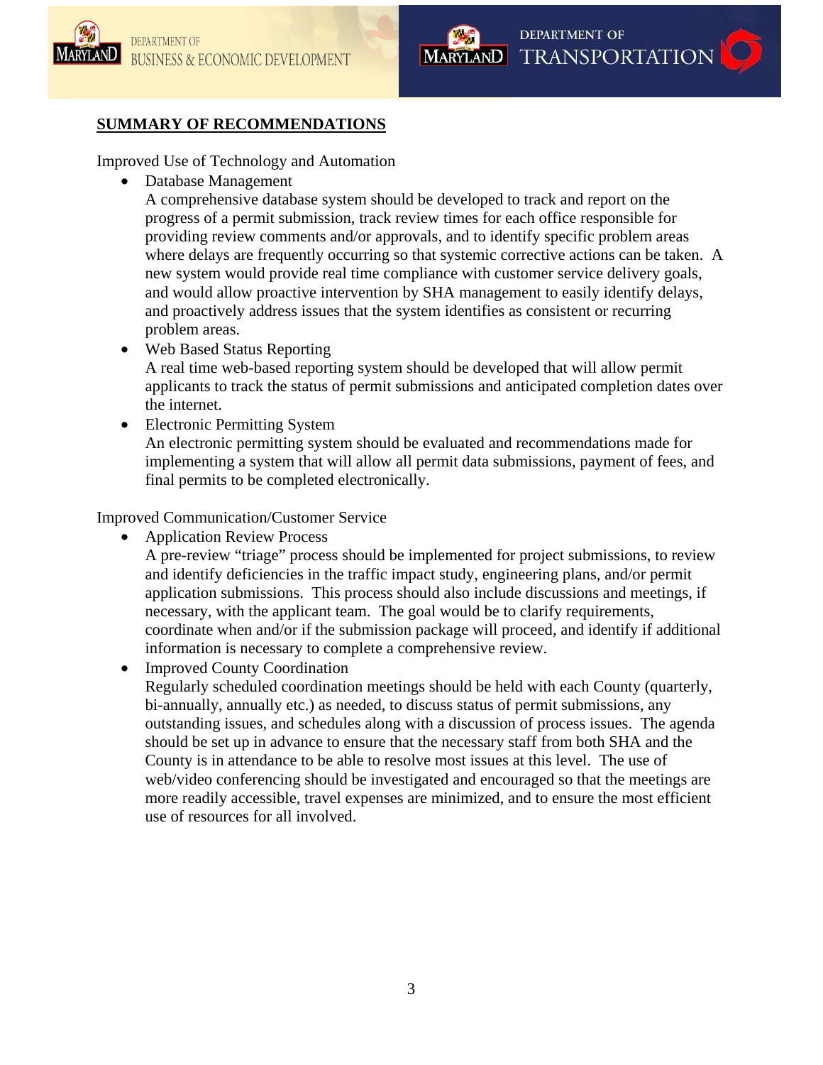## SUMMARY OF RECOMMENDATIONS

Improved Use of Technology and Automation

- Database Management
  A comprehensive database system should be developed to track and report on the progress of a permit submission, track review times for each office responsible for providing review comments and/or approvals, and to identify specific problem areas where delays are frequently occurring so that systemic corrective actions can be taken. A new system would provide real time compliance with customer service delivery goals, and would allow proactive intervention by SHA management to easily identify delays, and proactively address issues that the system identifies as consistent or recurring problem areas.
- Web Based Status Reporting
  A real time web-based reporting system should be developed that will allow permit applicants to track the status of permit submissions and anticipated completion dates over the internet.
- Electronic Permitting System
  An electronic permitting system should be evaluated and recommendations made for implementing a system that will allow all permit data submissions, payment of fees, and final permits to be completed electronically.

Improved Communication/Customer Service

- Application Review Process
  A pre-review "triage" process should be implemented for project submissions, to review and identify deficiencies in the traffic impact study, engineering plans, and/or permit application submissions. This process should also include discussions and meetings, if necessary, with the applicant team. The goal would be to clarify requirements, coordinate when and/or if the submission package will proceed, and identify if additional information is necessary to complete a comprehensive review.
- Improved County Coordination
  Regularly scheduled coordination meetings should be held with each County (quarterly, bi-annually, annually etc.) as needed, to discuss status of permit submissions, any outstanding issues, and schedules along with a discussion of process issues. The agenda should be set up in advance to ensure that the necessary staff from both SHA and the County is in attendance to be able to resolve most issues at this level. The use of web/video conferencing should be investigated and encouraged so that the meetings are more readily accessible, travel expenses are minimized, and to ensure the most efficient use of resources for all involved.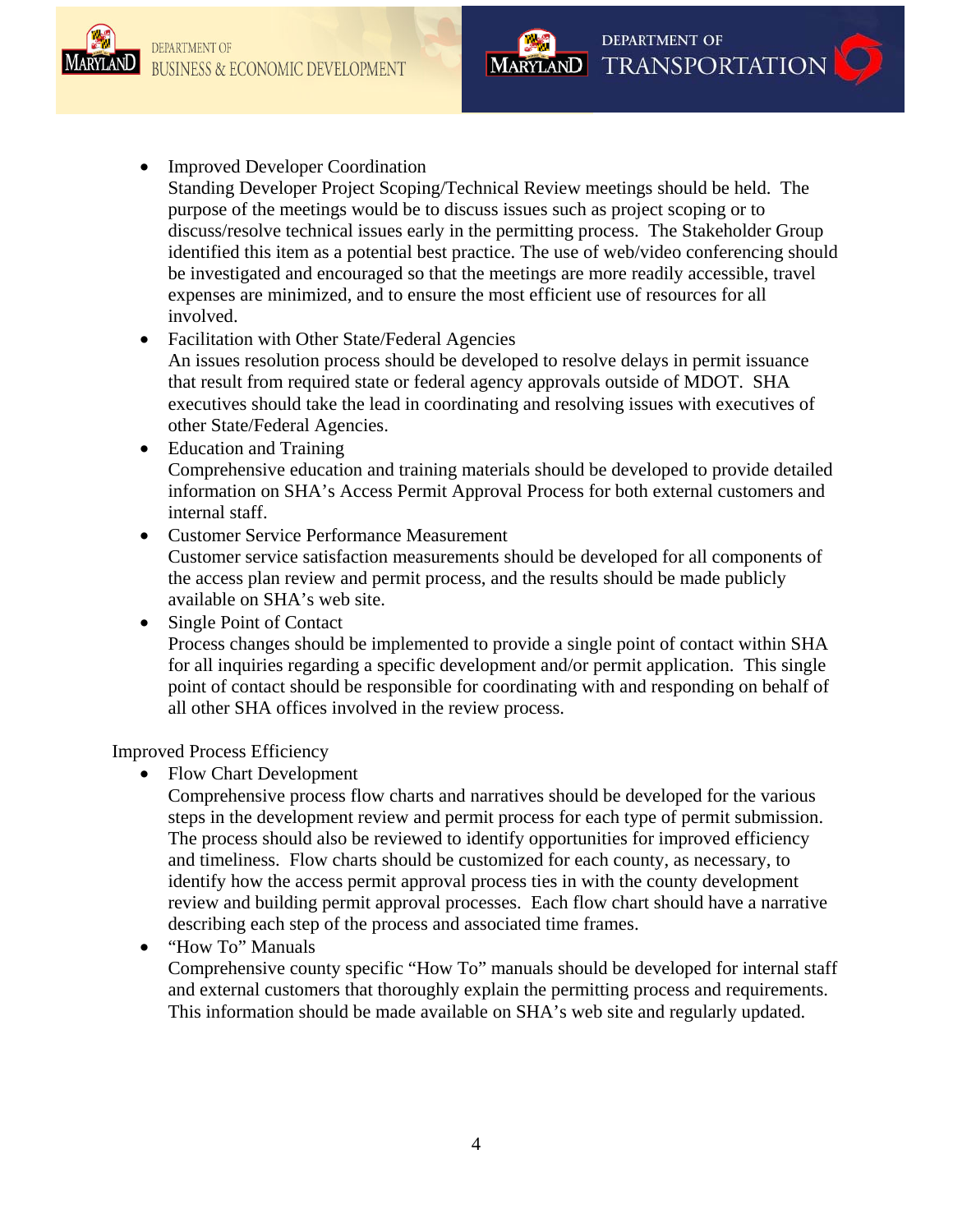- Improved Developer Coordination
  Standing Developer Project Scoping/Technical Review meetings should be held. The purpose of the meetings would be to discuss issues such as project scoping or to discuss/resolve technical issues early in the permitting process. The Stakeholder Group identified this item as a potential best practice. The use of web/video conferencing should be investigated and encouraged so that the meetings are more readily accessible, travel expenses are minimized, and to ensure the most efficient use of resources for all involved.
- Facilitation with Other State/Federal Agencies
  An issues resolution process should be developed to resolve delays in permit issuance that result from required state or federal agency approvals outside of MDOT. SHA executives should take the lead in coordinating and resolving issues with executives of other State/Federal Agencies.
- Education and Training
  Comprehensive education and training materials should be developed to provide detailed information on SHA's Access Permit Approval Process for both external customers and internal staff.
- Customer Service Performance Measurement
  Customer service satisfaction measurements should be developed for all components of the access plan review and permit process, and the results should be made publicly available on SHA's web site.
- Single Point of Contact
  Process changes should be implemented to provide a single point of contact within SHA for all inquiries regarding a specific development and/or permit application. This single point of contact should be responsible for coordinating with and responding on behalf of all other SHA offices involved in the review process.

Improved Process Efficiency

- Flow Chart Development
  Comprehensive process flow charts and narratives should be developed for the various steps in the development review and permit process for each type of permit submission. The process should also be reviewed to identify opportunities for improved efficiency and timeliness. Flow charts should be customized for each county, as necessary, to identify how the access permit approval process ties in with the county development review and building permit approval processes. Each flow chart should have a narrative describing each step of the process and associated time frames.
- "How To" Manuals
  Comprehensive county specific "How To" manuals should be developed for internal staff and external customers that thoroughly explain the permitting process and requirements. This information should be made available on SHA's web site and regularly updated.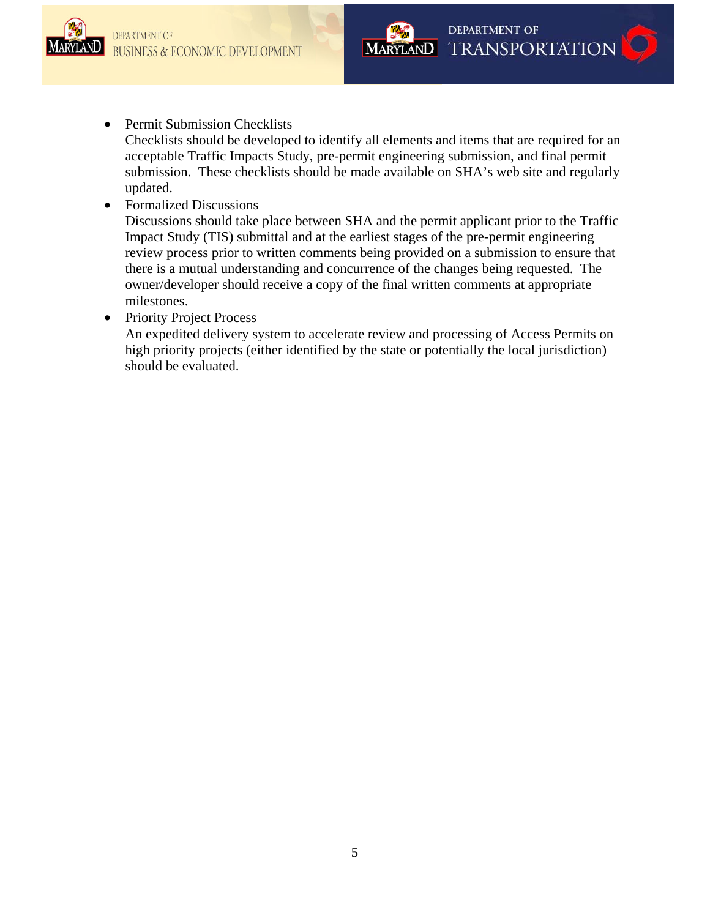- Permit Submission Checklists
  Checklists should be developed to identify all elements and items that are required for an acceptable Traffic Impacts Study, pre-permit engineering submission, and final permit submission. These checklists should be made available on SHA's web site and regularly updated.
- Formalized Discussions
  Discussions should take place between SHA and the permit applicant prior to the Traffic Impact Study (TIS) submittal and at the earliest stages of the pre-permit engineering review process prior to written comments being provided on a submission to ensure that there is a mutual understanding and concurrence of the changes being requested. The owner/developer should receive a copy of the final written comments at appropriate milestones.
- Priority Project Process
  An expedited delivery system to accelerate review and processing of Access Permits on high priority projects (either identified by the state or potentially the local jurisdiction) should be evaluated.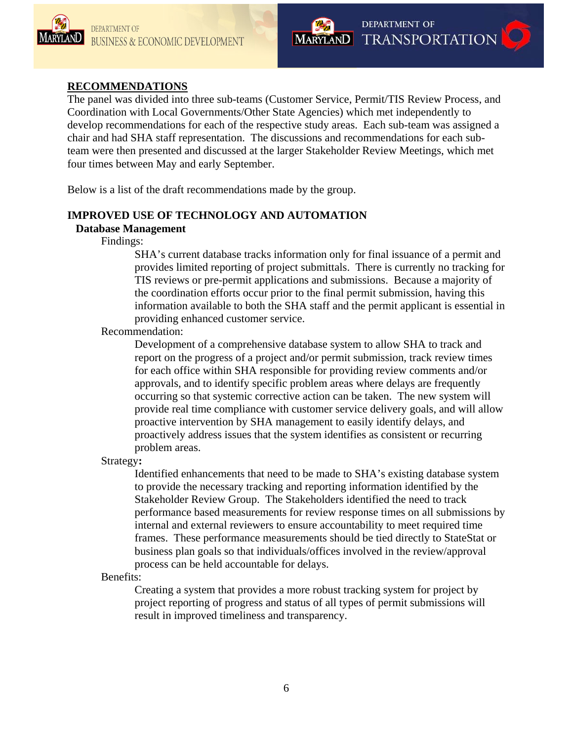## RECOMMENDATIONS

The panel was divided into three sub-teams (Customer Service, Permit/TIS Review Process, and Coordination with Local Governments/Other State Agencies) which met independently to develop recommendations for each of the respective study areas. Each sub-team was assigned a chair and had SHA staff representation. The discussions and recommendations for each sub-team were then presented and discussed at the larger Stakeholder Review Meetings, which met four times between May and early September.

Below is a list of the draft recommendations made by the group.

### IMPROVED USE OF TECHNOLOGY AND AUTOMATION

#### Database Management

Findings:

SHA's current database tracks information only for final issuance of a permit and provides limited reporting of project submittals. There is currently no tracking for TIS reviews or pre-permit applications and submissions. Because a majority of the coordination efforts occur prior to the final permit submission, having this information available to both the SHA staff and the permit applicant is essential in providing enhanced customer service.

Recommendation:

Development of a comprehensive database system to allow SHA to track and report on the progress of a project and/or permit submission, track review times for each office within SHA responsible for providing review comments and/or approvals, and to identify specific problem areas where delays are frequently occurring so that systemic corrective action can be taken. The new system will provide real time compliance with customer service delivery goals, and will allow proactive intervention by SHA management to easily identify delays, and proactively address issues that the system identifies as consistent or recurring problem areas.

Strategy**:**

Identified enhancements that need to be made to SHA's existing database system to provide the necessary tracking and reporting information identified by the Stakeholder Review Group. The Stakeholders identified the need to track performance based measurements for review response times on all submissions by internal and external reviewers to ensure accountability to meet required time frames. These performance measurements should be tied directly to StateStat or business plan goals so that individuals/offices involved in the review/approval process can be held accountable for delays.

Benefits:

Creating a system that provides a more robust tracking system for project by project reporting of progress and status of all types of permit submissions will result in improved timeliness and transparency.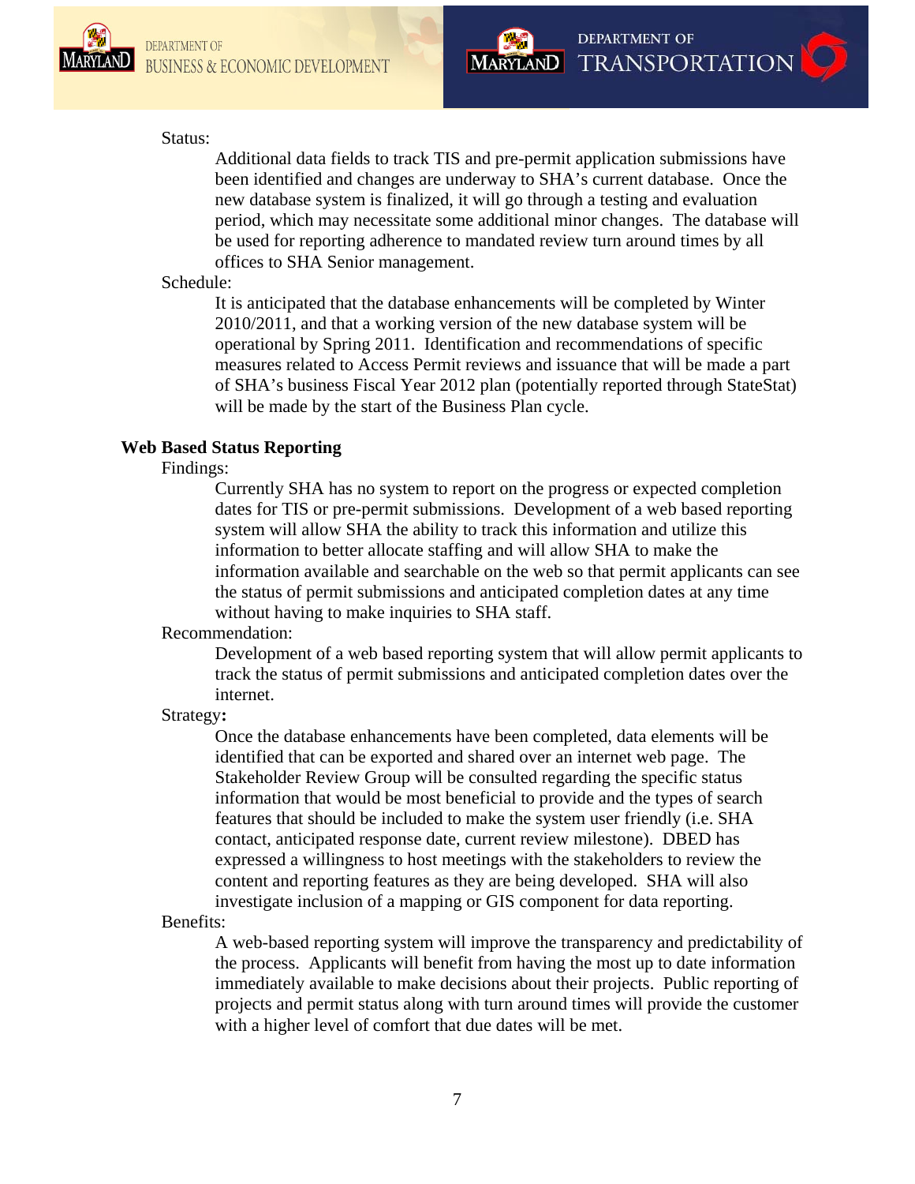Status:

Additional data fields to track TIS and pre-permit application submissions have been identified and changes are underway to SHA's current database. Once the new database system is finalized, it will go through a testing and evaluation period, which may necessitate some additional minor changes. The database will be used for reporting adherence to mandated review turn around times by all offices to SHA Senior management.

Schedule:

It is anticipated that the database enhancements will be completed by Winter 2010/2011, and that a working version of the new database system will be operational by Spring 2011. Identification and recommendations of specific measures related to Access Permit reviews and issuance that will be made a part of SHA's business Fiscal Year 2012 plan (potentially reported through StateStat) will be made by the start of the Business Plan cycle.

**Web Based Status Reporting**

Findings:

Currently SHA has no system to report on the progress or expected completion dates for TIS or pre-permit submissions. Development of a web based reporting system will allow SHA the ability to track this information and utilize this information to better allocate staffing and will allow SHA to make the information available and searchable on the web so that permit applicants can see the status of permit submissions and anticipated completion dates at any time without having to make inquiries to SHA staff.

Recommendation:

Development of a web based reporting system that will allow permit applicants to track the status of permit submissions and anticipated completion dates over the internet.

Strategy**:**

Once the database enhancements have been completed, data elements will be identified that can be exported and shared over an internet web page. The Stakeholder Review Group will be consulted regarding the specific status information that would be most beneficial to provide and the types of search features that should be included to make the system user friendly (i.e. SHA contact, anticipated response date, current review milestone). DBED has expressed a willingness to host meetings with the stakeholders to review the content and reporting features as they are being developed. SHA will also investigate inclusion of a mapping or GIS component for data reporting.

Benefits:

A web-based reporting system will improve the transparency and predictability of the process. Applicants will benefit from having the most up to date information immediately available to make decisions about their projects. Public reporting of projects and permit status along with turn around times will provide the customer with a higher level of comfort that due dates will be met.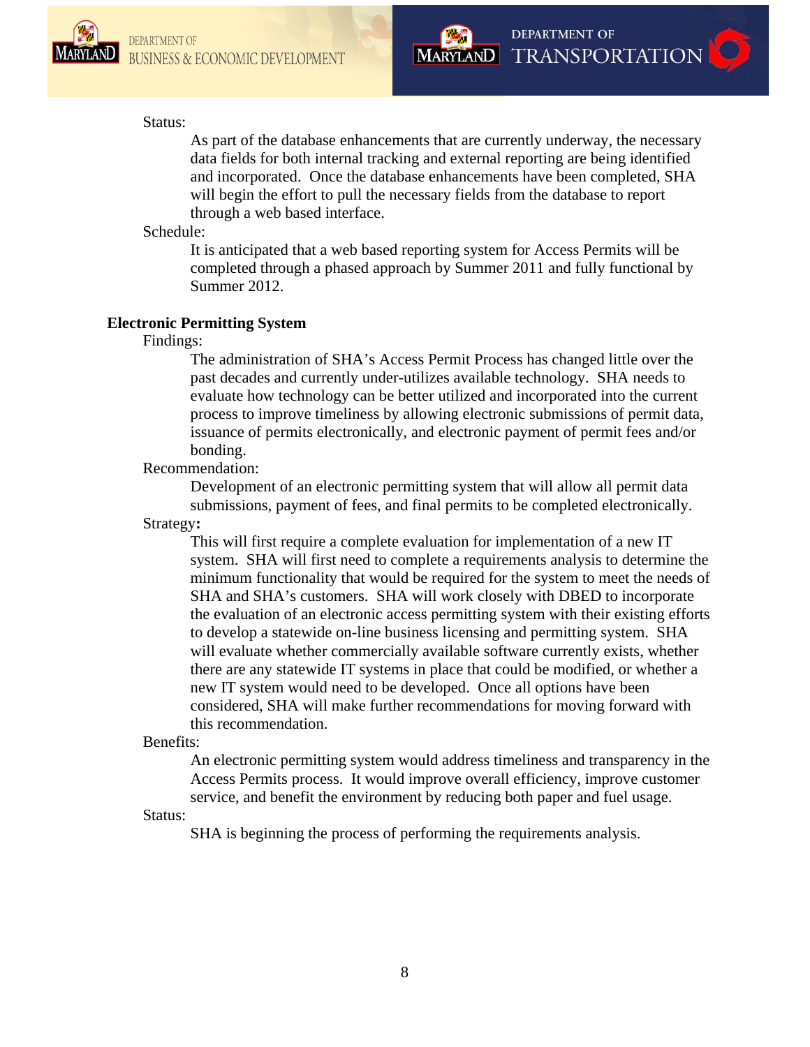Status:

As part of the database enhancements that are currently underway, the necessary data fields for both internal tracking and external reporting are being identified and incorporated. Once the database enhancements have been completed, SHA will begin the effort to pull the necessary fields from the database to report through a web based interface.

Schedule:

It is anticipated that a web based reporting system for Access Permits will be completed through a phased approach by Summer 2011 and fully functional by Summer 2012.

**Electronic Permitting System**

Findings:

The administration of SHA's Access Permit Process has changed little over the past decades and currently under-utilizes available technology. SHA needs to evaluate how technology can be better utilized and incorporated into the current process to improve timeliness by allowing electronic submissions of permit data, issuance of permits electronically, and electronic payment of permit fees and/or bonding.

Recommendation:

Development of an electronic permitting system that will allow all permit data submissions, payment of fees, and final permits to be completed electronically.

Strategy**:**

This will first require a complete evaluation for implementation of a new IT system. SHA will first need to complete a requirements analysis to determine the minimum functionality that would be required for the system to meet the needs of SHA and SHA's customers. SHA will work closely with DBED to incorporate the evaluation of an electronic access permitting system with their existing efforts to develop a statewide on-line business licensing and permitting system. SHA will evaluate whether commercially available software currently exists, whether there are any statewide IT systems in place that could be modified, or whether a new IT system would need to be developed. Once all options have been considered, SHA will make further recommendations for moving forward with this recommendation.

Benefits:

An electronic permitting system would address timeliness and transparency in the Access Permits process. It would improve overall efficiency, improve customer service, and benefit the environment by reducing both paper and fuel usage.

Status:

SHA is beginning the process of performing the requirements analysis.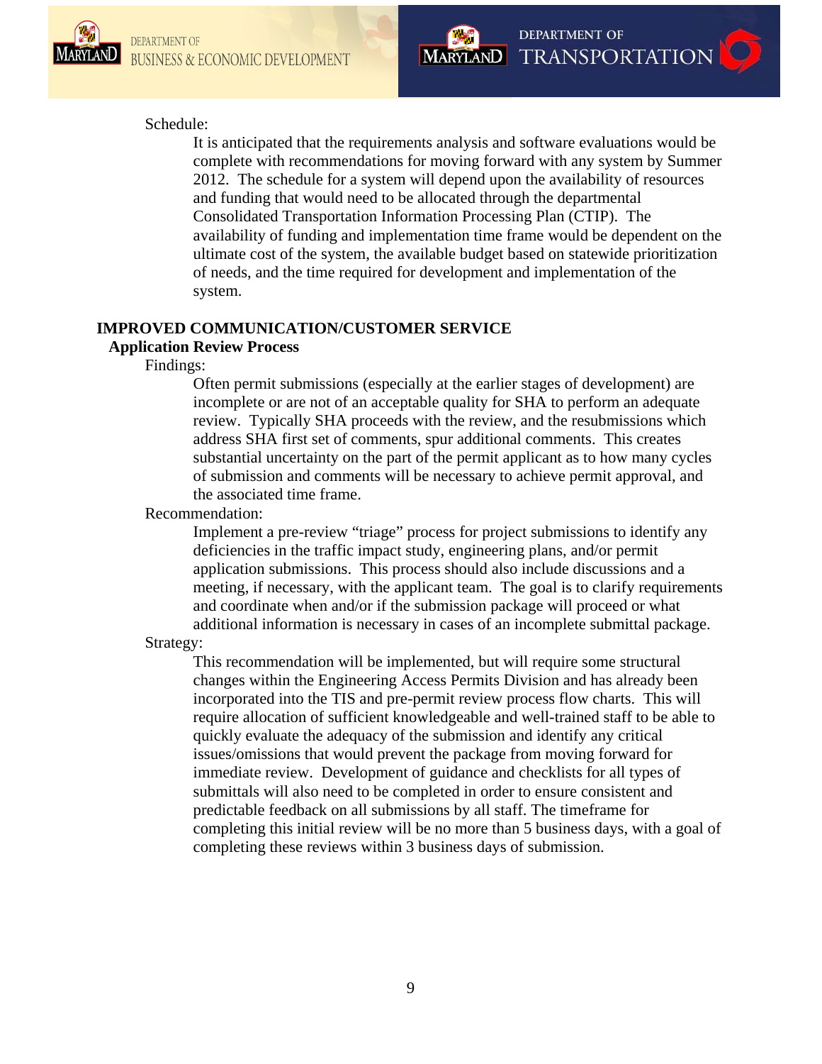Schedule:

It is anticipated that the requirements analysis and software evaluations would be complete with recommendations for moving forward with any system by Summer 2012. The schedule for a system will depend upon the availability of resources and funding that would need to be allocated through the departmental Consolidated Transportation Information Processing Plan (CTIP). The availability of funding and implementation time frame would be dependent on the ultimate cost of the system, the available budget based on statewide prioritization of needs, and the time required for development and implementation of the system.

## IMPROVED COMMUNICATION/CUSTOMER SERVICE

### Application Review Process

Findings:

Often permit submissions (especially at the earlier stages of development) are incomplete or are not of an acceptable quality for SHA to perform an adequate review. Typically SHA proceeds with the review, and the resubmissions which address SHA first set of comments, spur additional comments. This creates substantial uncertainty on the part of the permit applicant as to how many cycles of submission and comments will be necessary to achieve permit approval, and the associated time frame.

Recommendation:

Implement a pre-review "triage" process for project submissions to identify any deficiencies in the traffic impact study, engineering plans, and/or permit application submissions. This process should also include discussions and a meeting, if necessary, with the applicant team. The goal is to clarify requirements and coordinate when and/or if the submission package will proceed or what additional information is necessary in cases of an incomplete submittal package.

Strategy:

This recommendation will be implemented, but will require some structural changes within the Engineering Access Permits Division and has already been incorporated into the TIS and pre-permit review process flow charts. This will require allocation of sufficient knowledgeable and well-trained staff to be able to quickly evaluate the adequacy of the submission and identify any critical issues/omissions that would prevent the package from moving forward for immediate review. Development of guidance and checklists for all types of submittals will also need to be completed in order to ensure consistent and predictable feedback on all submissions by all staff. The timeframe for completing this initial review will be no more than 5 business days, with a goal of completing these reviews within 3 business days of submission.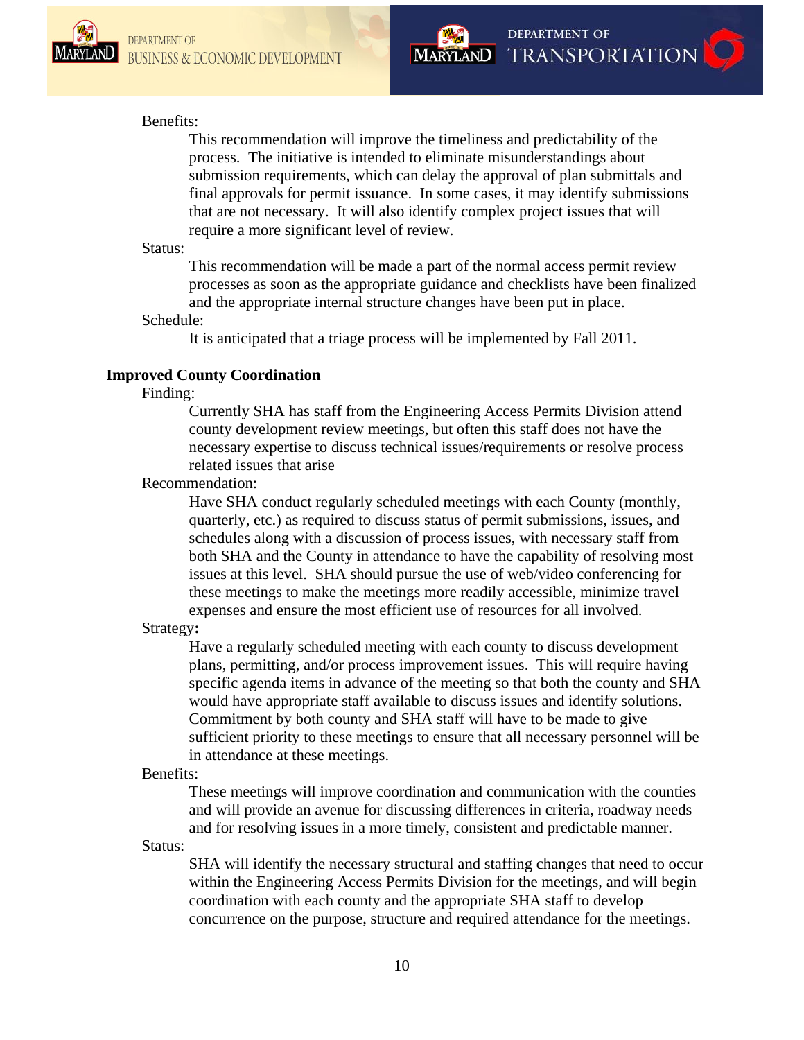Benefits:

This recommendation will improve the timeliness and predictability of the process. The initiative is intended to eliminate misunderstandings about submission requirements, which can delay the approval of plan submittals and final approvals for permit issuance. In some cases, it may identify submissions that are not necessary. It will also identify complex project issues that will require a more significant level of review.

Status:

This recommendation will be made a part of the normal access permit review processes as soon as the appropriate guidance and checklists have been finalized and the appropriate internal structure changes have been put in place.

Schedule:

It is anticipated that a triage process will be implemented by Fall 2011.

**Improved County Coordination**

Finding:

Currently SHA has staff from the Engineering Access Permits Division attend county development review meetings, but often this staff does not have the necessary expertise to discuss technical issues/requirements or resolve process related issues that arise

Recommendation:

Have SHA conduct regularly scheduled meetings with each County (monthly, quarterly, etc.) as required to discuss status of permit submissions, issues, and schedules along with a discussion of process issues, with necessary staff from both SHA and the County in attendance to have the capability of resolving most issues at this level. SHA should pursue the use of web/video conferencing for these meetings to make the meetings more readily accessible, minimize travel expenses and ensure the most efficient use of resources for all involved.

Strategy**:**

Have a regularly scheduled meeting with each county to discuss development plans, permitting, and/or process improvement issues. This will require having specific agenda items in advance of the meeting so that both the county and SHA would have appropriate staff available to discuss issues and identify solutions. Commitment by both county and SHA staff will have to be made to give sufficient priority to these meetings to ensure that all necessary personnel will be in attendance at these meetings.

Benefits:

These meetings will improve coordination and communication with the counties and will provide an avenue for discussing differences in criteria, roadway needs and for resolving issues in a more timely, consistent and predictable manner.

Status:

SHA will identify the necessary structural and staffing changes that need to occur within the Engineering Access Permits Division for the meetings, and will begin coordination with each county and the appropriate SHA staff to develop concurrence on the purpose, structure and required attendance for the meetings.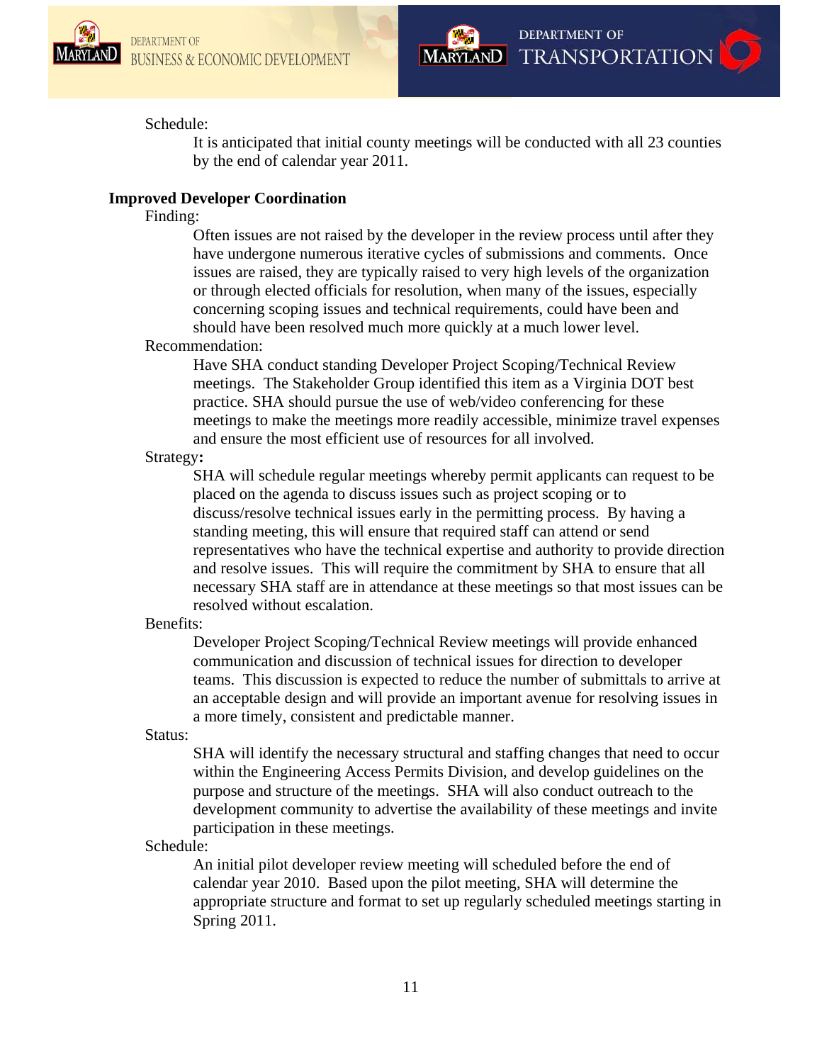Schedule:

It is anticipated that initial county meetings will be conducted with all 23 counties by the end of calendar year 2011.

**Improved Developer Coordination**

Finding:

Often issues are not raised by the developer in the review process until after they have undergone numerous iterative cycles of submissions and comments. Once issues are raised, they are typically raised to very high levels of the organization or through elected officials for resolution, when many of the issues, especially concerning scoping issues and technical requirements, could have been and should have been resolved much more quickly at a much lower level.

Recommendation:

Have SHA conduct standing Developer Project Scoping/Technical Review meetings. The Stakeholder Group identified this item as a Virginia DOT best practice. SHA should pursue the use of web/video conferencing for these meetings to make the meetings more readily accessible, minimize travel expenses and ensure the most efficient use of resources for all involved.

Strategy**:**

SHA will schedule regular meetings whereby permit applicants can request to be placed on the agenda to discuss issues such as project scoping or to discuss/resolve technical issues early in the permitting process. By having a standing meeting, this will ensure that required staff can attend or send representatives who have the technical expertise and authority to provide direction and resolve issues. This will require the commitment by SHA to ensure that all necessary SHA staff are in attendance at these meetings so that most issues can be resolved without escalation.

Benefits:

Developer Project Scoping/Technical Review meetings will provide enhanced communication and discussion of technical issues for direction to developer teams. This discussion is expected to reduce the number of submittals to arrive at an acceptable design and will provide an important avenue for resolving issues in a more timely, consistent and predictable manner.

Status:

SHA will identify the necessary structural and staffing changes that need to occur within the Engineering Access Permits Division, and develop guidelines on the purpose and structure of the meetings. SHA will also conduct outreach to the development community to advertise the availability of these meetings and invite participation in these meetings.

Schedule:

An initial pilot developer review meeting will scheduled before the end of calendar year 2010. Based upon the pilot meeting, SHA will determine the appropriate structure and format to set up regularly scheduled meetings starting in Spring 2011.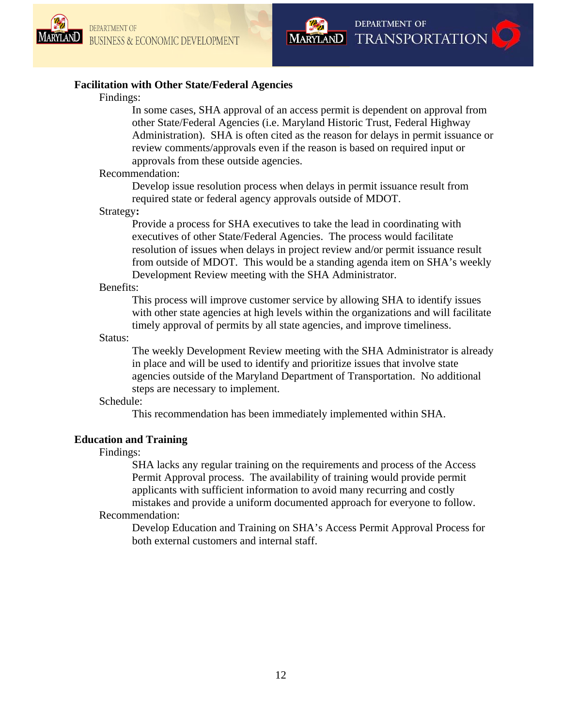**Facilitation with Other State/Federal Agencies**

Findings:

In some cases, SHA approval of an access permit is dependent on approval from other State/Federal Agencies (i.e. Maryland Historic Trust, Federal Highway Administration). SHA is often cited as the reason for delays in permit issuance or review comments/approvals even if the reason is based on required input or approvals from these outside agencies.

Recommendation:

Develop issue resolution process when delays in permit issuance result from required state or federal agency approvals outside of MDOT.

Strategy**:**

Provide a process for SHA executives to take the lead in coordinating with executives of other State/Federal Agencies. The process would facilitate resolution of issues when delays in project review and/or permit issuance result from outside of MDOT. This would be a standing agenda item on SHA's weekly Development Review meeting with the SHA Administrator.

Benefits:

This process will improve customer service by allowing SHA to identify issues with other state agencies at high levels within the organizations and will facilitate timely approval of permits by all state agencies, and improve timeliness.

Status:

The weekly Development Review meeting with the SHA Administrator is already in place and will be used to identify and prioritize issues that involve state agencies outside of the Maryland Department of Transportation. No additional steps are necessary to implement.

Schedule:

This recommendation has been immediately implemented within SHA.

**Education and Training**

Findings:

SHA lacks any regular training on the requirements and process of the Access Permit Approval process. The availability of training would provide permit applicants with sufficient information to avoid many recurring and costly mistakes and provide a uniform documented approach for everyone to follow.

Recommendation:

Develop Education and Training on SHA's Access Permit Approval Process for both external customers and internal staff.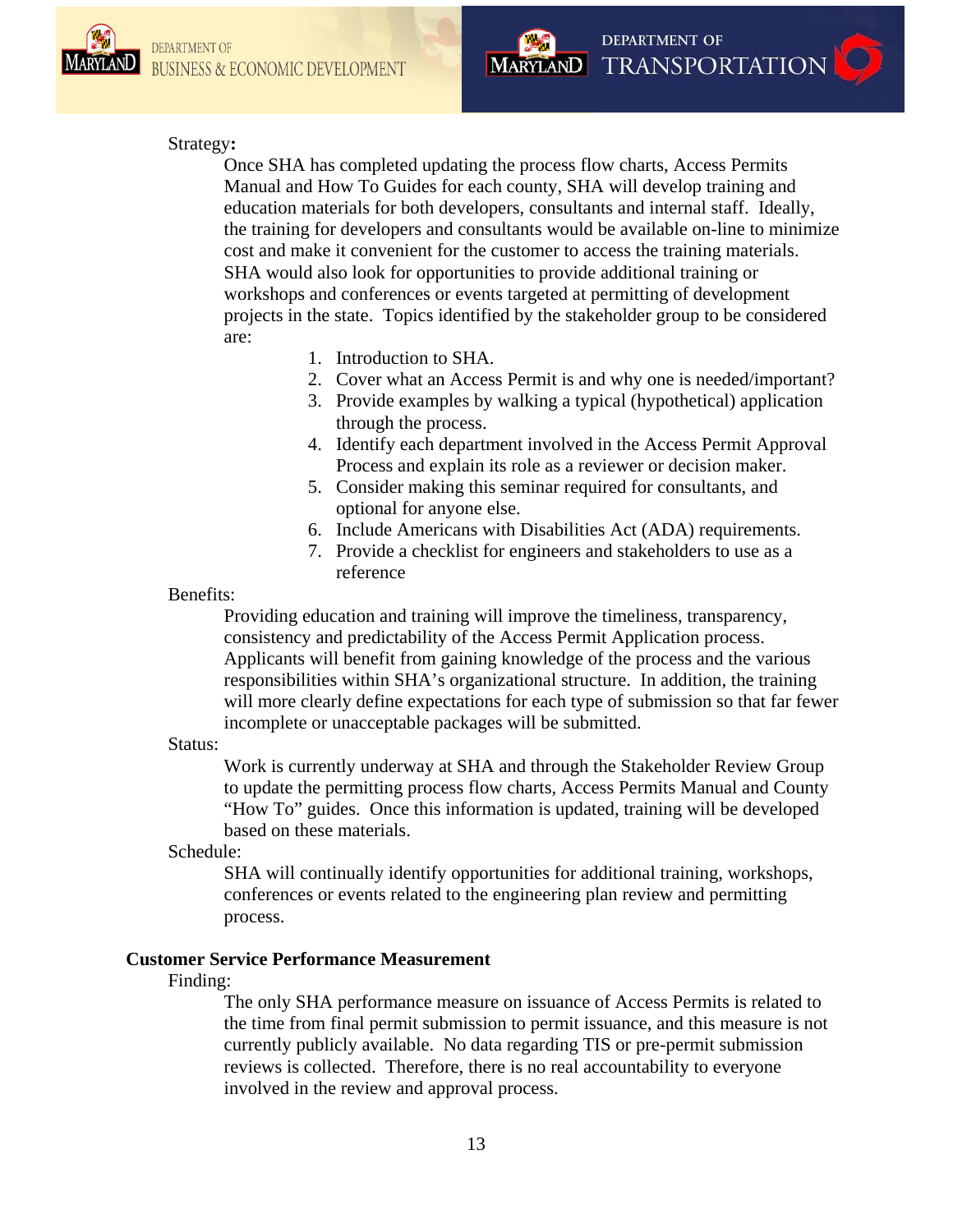Strategy**:**

Once SHA has completed updating the process flow charts, Access Permits Manual and How To Guides for each county, SHA will develop training and education materials for both developers, consultants and internal staff. Ideally, the training for developers and consultants would be available on-line to minimize cost and make it convenient for the customer to access the training materials. SHA would also look for opportunities to provide additional training or workshops and conferences or events targeted at permitting of development projects in the state. Topics identified by the stakeholder group to be considered are:

1. Introduction to SHA.
2. Cover what an Access Permit is and why one is needed/important?
3. Provide examples by walking a typical (hypothetical) application through the process.
4. Identify each department involved in the Access Permit Approval Process and explain its role as a reviewer or decision maker.
5. Consider making this seminar required for consultants, and optional for anyone else.
6. Include Americans with Disabilities Act (ADA) requirements.
7. Provide a checklist for engineers and stakeholders to use as a reference

Benefits:

Providing education and training will improve the timeliness, transparency, consistency and predictability of the Access Permit Application process. Applicants will benefit from gaining knowledge of the process and the various responsibilities within SHA's organizational structure. In addition, the training will more clearly define expectations for each type of submission so that far fewer incomplete or unacceptable packages will be submitted.

Status:

Work is currently underway at SHA and through the Stakeholder Review Group to update the permitting process flow charts, Access Permits Manual and County "How To" guides. Once this information is updated, training will be developed based on these materials.

Schedule:

SHA will continually identify opportunities for additional training, workshops, conferences or events related to the engineering plan review and permitting process.

**Customer Service Performance Measurement**

Finding:

The only SHA performance measure on issuance of Access Permits is related to the time from final permit submission to permit issuance, and this measure is not currently publicly available. No data regarding TIS or pre-permit submission reviews is collected. Therefore, there is no real accountability to everyone involved in the review and approval process.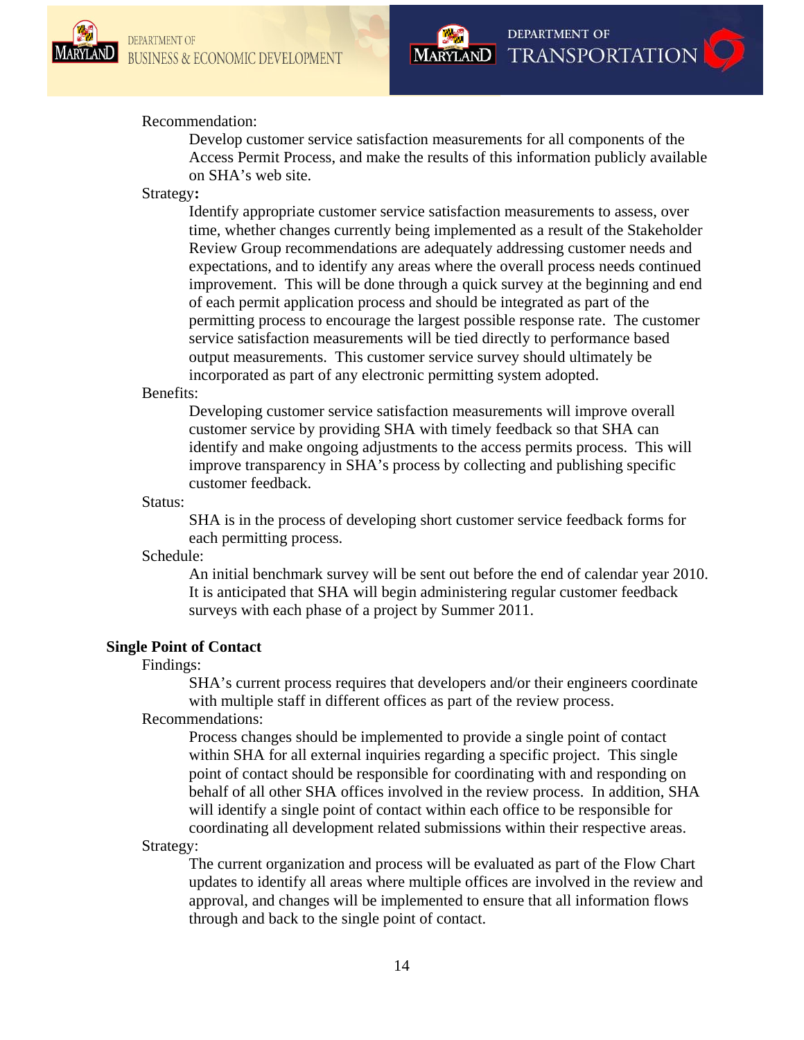Recommendation:

Develop customer service satisfaction measurements for all components of the Access Permit Process, and make the results of this information publicly available on SHA's web site.

Strategy**:**

Identify appropriate customer service satisfaction measurements to assess, over time, whether changes currently being implemented as a result of the Stakeholder Review Group recommendations are adequately addressing customer needs and expectations, and to identify any areas where the overall process needs continued improvement. This will be done through a quick survey at the beginning and end of each permit application process and should be integrated as part of the permitting process to encourage the largest possible response rate. The customer service satisfaction measurements will be tied directly to performance based output measurements. This customer service survey should ultimately be incorporated as part of any electronic permitting system adopted.

Benefits:

Developing customer service satisfaction measurements will improve overall customer service by providing SHA with timely feedback so that SHA can identify and make ongoing adjustments to the access permits process. This will improve transparency in SHA's process by collecting and publishing specific customer feedback.

Status:

SHA is in the process of developing short customer service feedback forms for each permitting process.

Schedule:

An initial benchmark survey will be sent out before the end of calendar year 2010. It is anticipated that SHA will begin administering regular customer feedback surveys with each phase of a project by Summer 2011.

**Single Point of Contact**

Findings:

SHA's current process requires that developers and/or their engineers coordinate with multiple staff in different offices as part of the review process.

Recommendations:

Process changes should be implemented to provide a single point of contact within SHA for all external inquiries regarding a specific project. This single point of contact should be responsible for coordinating with and responding on behalf of all other SHA offices involved in the review process. In addition, SHA will identify a single point of contact within each office to be responsible for coordinating all development related submissions within their respective areas.

Strategy:

The current organization and process will be evaluated as part of the Flow Chart updates to identify all areas where multiple offices are involved in the review and approval, and changes will be implemented to ensure that all information flows through and back to the single point of contact.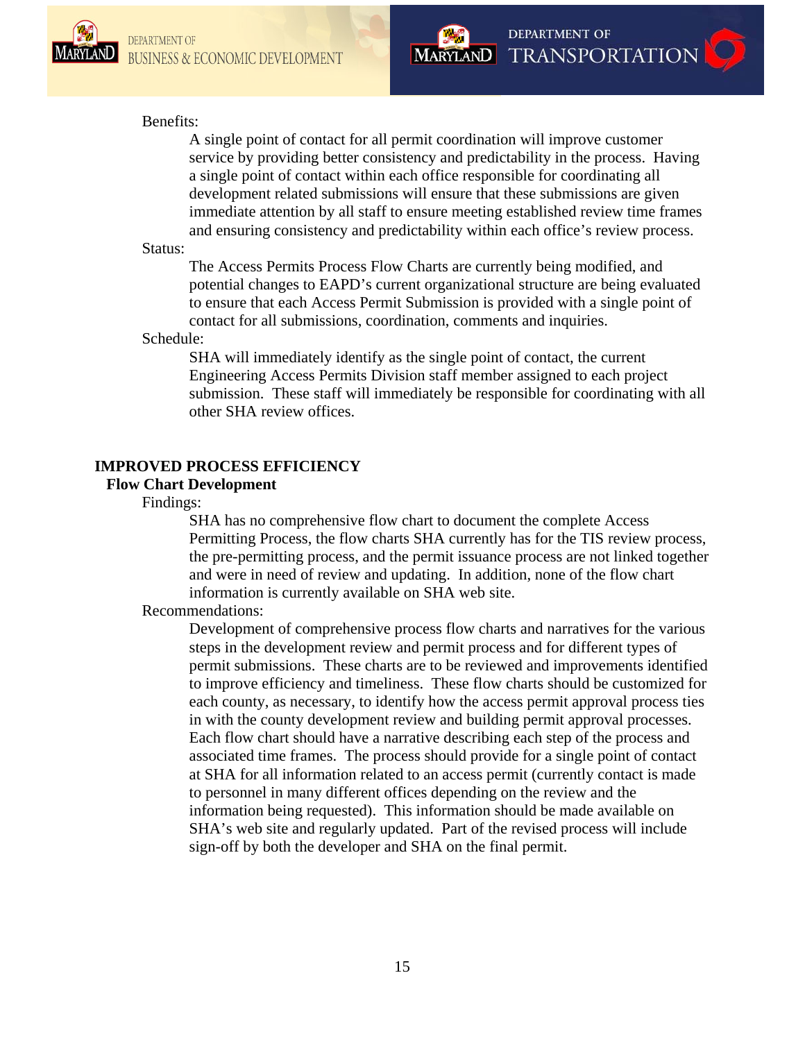Benefits:

A single point of contact for all permit coordination will improve customer service by providing better consistency and predictability in the process. Having a single point of contact within each office responsible for coordinating all development related submissions will ensure that these submissions are given immediate attention by all staff to ensure meeting established review time frames and ensuring consistency and predictability within each office's review process.

Status:

The Access Permits Process Flow Charts are currently being modified, and potential changes to EAPD's current organizational structure are being evaluated to ensure that each Access Permit Submission is provided with a single point of contact for all submissions, coordination, comments and inquiries.

Schedule:

SHA will immediately identify as the single point of contact, the current Engineering Access Permits Division staff member assigned to each project submission. These staff will immediately be responsible for coordinating with all other SHA review offices.

## IMPROVED PROCESS EFFICIENCY

### Flow Chart Development

Findings:

SHA has no comprehensive flow chart to document the complete Access Permitting Process, the flow charts SHA currently has for the TIS review process, the pre-permitting process, and the permit issuance process are not linked together and were in need of review and updating. In addition, none of the flow chart information is currently available on SHA web site.

Recommendations:

Development of comprehensive process flow charts and narratives for the various steps in the development review and permit process and for different types of permit submissions. These charts are to be reviewed and improvements identified to improve efficiency and timeliness. These flow charts should be customized for each county, as necessary, to identify how the access permit approval process ties in with the county development review and building permit approval processes. Each flow chart should have a narrative describing each step of the process and associated time frames. The process should provide for a single point of contact at SHA for all information related to an access permit (currently contact is made to personnel in many different offices depending on the review and the information being requested). This information should be made available on SHA's web site and regularly updated. Part of the revised process will include sign-off by both the developer and SHA on the final permit.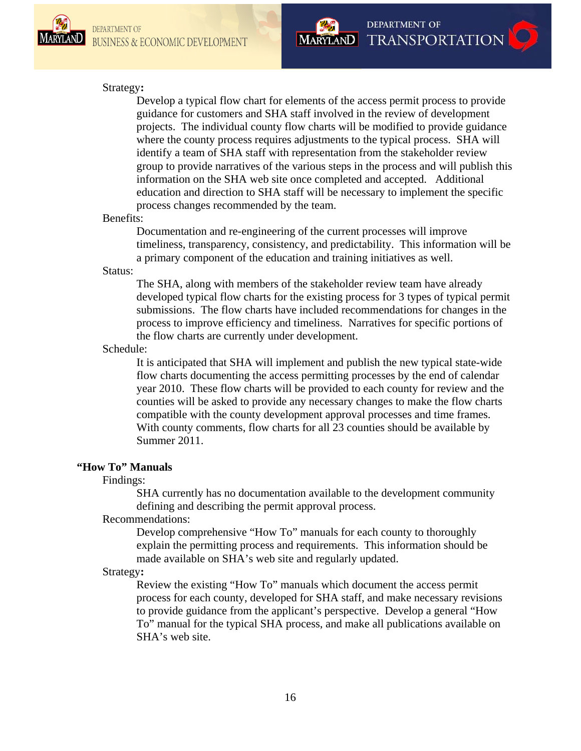Strategy**:**

Develop a typical flow chart for elements of the access permit process to provide guidance for customers and SHA staff involved in the review of development projects. The individual county flow charts will be modified to provide guidance where the county process requires adjustments to the typical process. SHA will identify a team of SHA staff with representation from the stakeholder review group to provide narratives of the various steps in the process and will publish this information on the SHA web site once completed and accepted. Additional education and direction to SHA staff will be necessary to implement the specific process changes recommended by the team.

Benefits:

Documentation and re-engineering of the current processes will improve timeliness, transparency, consistency, and predictability. This information will be a primary component of the education and training initiatives as well.

Status:

The SHA, along with members of the stakeholder review team have already developed typical flow charts for the existing process for 3 types of typical permit submissions. The flow charts have included recommendations for changes in the process to improve efficiency and timeliness. Narratives for specific portions of the flow charts are currently under development.

Schedule:

It is anticipated that SHA will implement and publish the new typical state-wide flow charts documenting the access permitting processes by the end of calendar year 2010. These flow charts will be provided to each county for review and the counties will be asked to provide any necessary changes to make the flow charts compatible with the county development approval processes and time frames. With county comments, flow charts for all 23 counties should be available by Summer 2011.

### “How To” Manuals

Findings:

SHA currently has no documentation available to the development community defining and describing the permit approval process.

Recommendations:

Develop comprehensive “How To” manuals for each county to thoroughly explain the permitting process and requirements. This information should be made available on SHA’s web site and regularly updated.

Strategy**:**

Review the existing “How To” manuals which document the access permit process for each county, developed for SHA staff, and make necessary revisions to provide guidance from the applicant’s perspective. Develop a general “How To” manual for the typical SHA process, and make all publications available on SHA’s web site.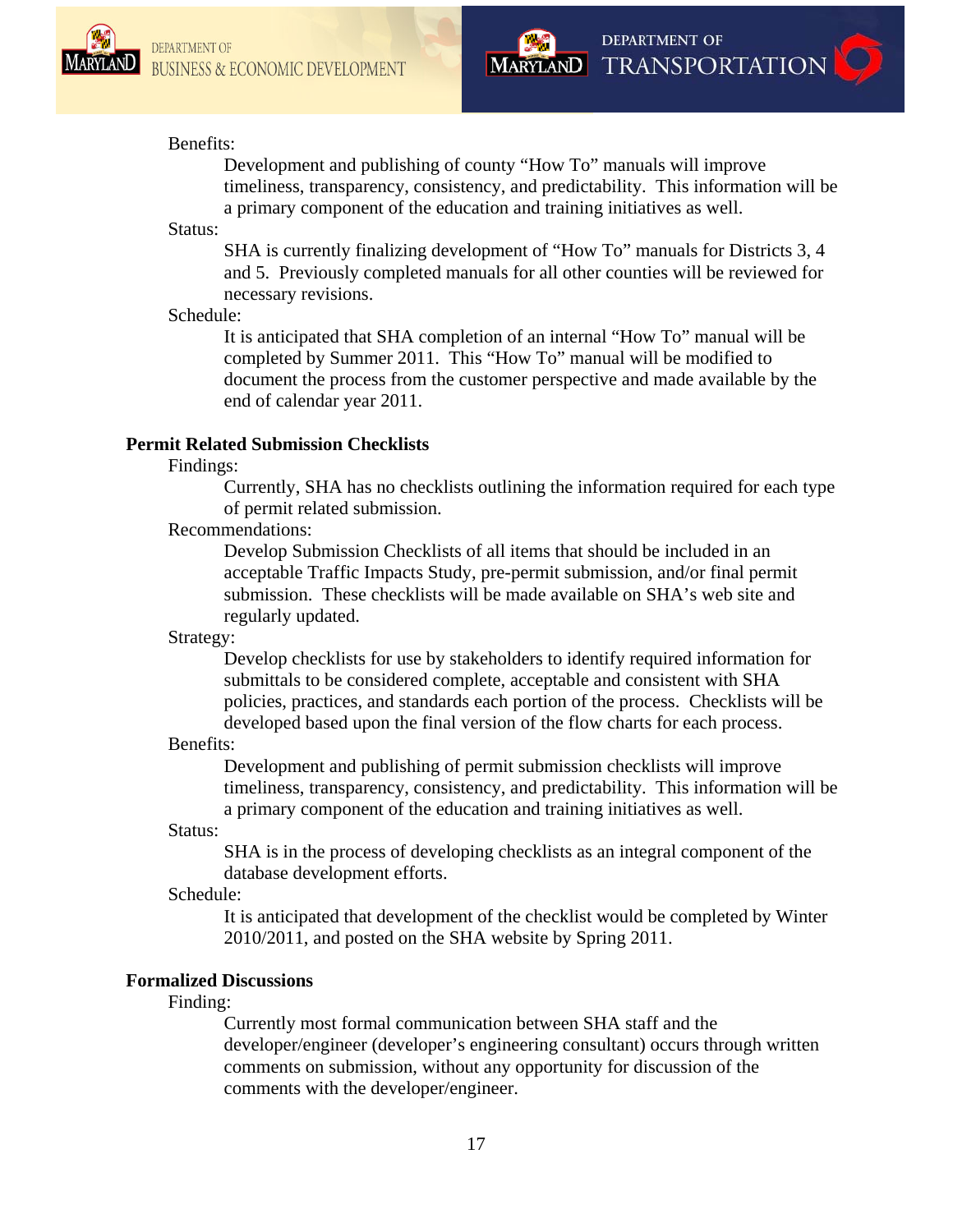Benefits:

Development and publishing of county "How To" manuals will improve timeliness, transparency, consistency, and predictability. This information will be a primary component of the education and training initiatives as well.

Status:

SHA is currently finalizing development of "How To" manuals for Districts 3, 4 and 5. Previously completed manuals for all other counties will be reviewed for necessary revisions.

Schedule:

It is anticipated that SHA completion of an internal "How To" manual will be completed by Summer 2011. This "How To" manual will be modified to document the process from the customer perspective and made available by the end of calendar year 2011.

**Permit Related Submission Checklists**

Findings:

Currently, SHA has no checklists outlining the information required for each type of permit related submission.

Recommendations:

Develop Submission Checklists of all items that should be included in an acceptable Traffic Impacts Study, pre-permit submission, and/or final permit submission. These checklists will be made available on SHA's web site and regularly updated.

Strategy:

Develop checklists for use by stakeholders to identify required information for submittals to be considered complete, acceptable and consistent with SHA policies, practices, and standards each portion of the process. Checklists will be developed based upon the final version of the flow charts for each process.

Benefits:

Development and publishing of permit submission checklists will improve timeliness, transparency, consistency, and predictability. This information will be a primary component of the education and training initiatives as well.

Status:

SHA is in the process of developing checklists as an integral component of the database development efforts.

Schedule:

It is anticipated that development of the checklist would be completed by Winter 2010/2011, and posted on the SHA website by Spring 2011.

**Formalized Discussions**

Finding:

Currently most formal communication between SHA staff and the developer/engineer (developer's engineering consultant) occurs through written comments on submission, without any opportunity for discussion of the comments with the developer/engineer.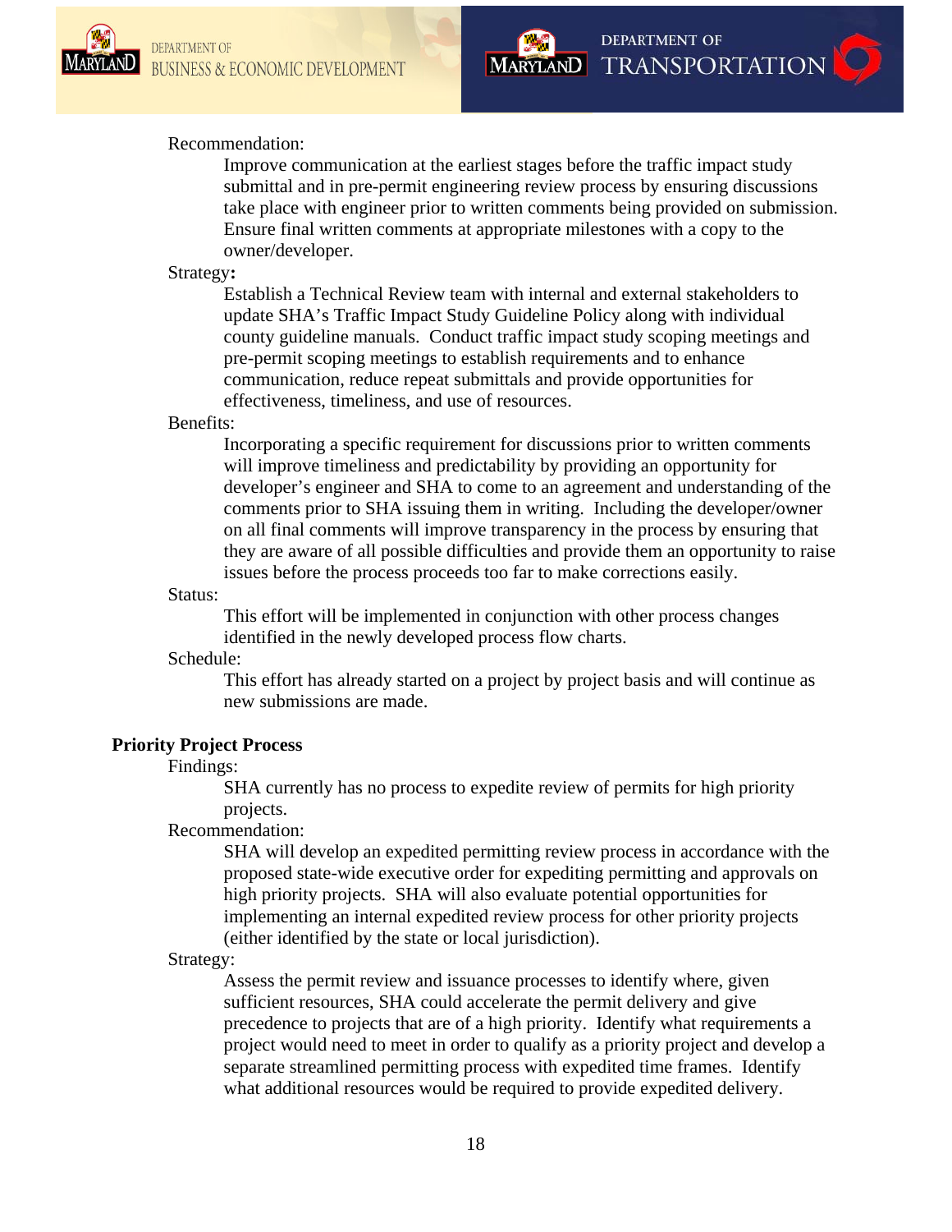Recommendation:

Improve communication at the earliest stages before the traffic impact study submittal and in pre-permit engineering review process by ensuring discussions take place with engineer prior to written comments being provided on submission. Ensure final written comments at appropriate milestones with a copy to the owner/developer.

Strategy**:**

Establish a Technical Review team with internal and external stakeholders to update SHA's Traffic Impact Study Guideline Policy along with individual county guideline manuals. Conduct traffic impact study scoping meetings and pre-permit scoping meetings to establish requirements and to enhance communication, reduce repeat submittals and provide opportunities for effectiveness, timeliness, and use of resources.

Benefits:

Incorporating a specific requirement for discussions prior to written comments will improve timeliness and predictability by providing an opportunity for developer's engineer and SHA to come to an agreement and understanding of the comments prior to SHA issuing them in writing. Including the developer/owner on all final comments will improve transparency in the process by ensuring that they are aware of all possible difficulties and provide them an opportunity to raise issues before the process proceeds too far to make corrections easily.

Status:

This effort will be implemented in conjunction with other process changes identified in the newly developed process flow charts.

Schedule:

This effort has already started on a project by project basis and will continue as new submissions are made.

**Priority Project Process**

Findings:

SHA currently has no process to expedite review of permits for high priority projects.

Recommendation:

SHA will develop an expedited permitting review process in accordance with the proposed state-wide executive order for expediting permitting and approvals on high priority projects. SHA will also evaluate potential opportunities for implementing an internal expedited review process for other priority projects (either identified by the state or local jurisdiction).

Strategy:

Assess the permit review and issuance processes to identify where, given sufficient resources, SHA could accelerate the permit delivery and give precedence to projects that are of a high priority. Identify what requirements a project would need to meet in order to qualify as a priority project and develop a separate streamlined permitting process with expedited time frames. Identify what additional resources would be required to provide expedited delivery.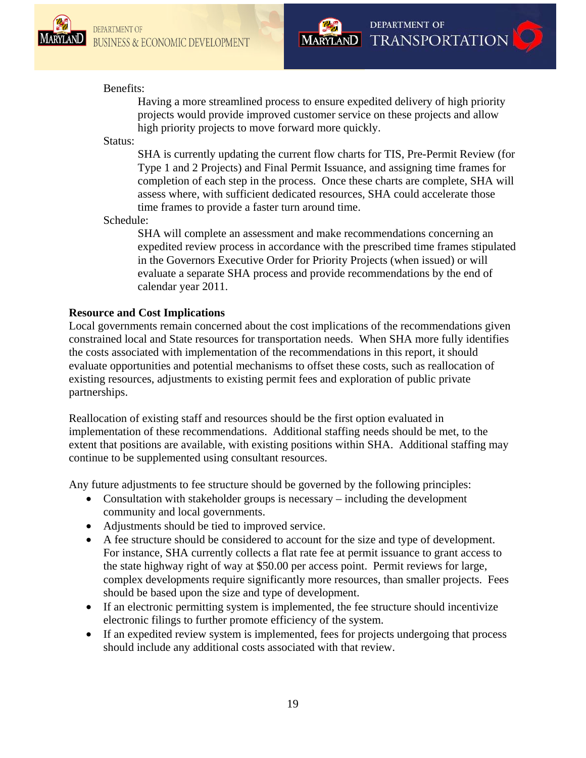Benefits:

Having a more streamlined process to ensure expedited delivery of high priority projects would provide improved customer service on these projects and allow high priority projects to move forward more quickly.

Status:

SHA is currently updating the current flow charts for TIS, Pre-Permit Review (for Type 1 and 2 Projects) and Final Permit Issuance, and assigning time frames for completion of each step in the process. Once these charts are complete, SHA will assess where, with sufficient dedicated resources, SHA could accelerate those time frames to provide a faster turn around time.

Schedule:

SHA will complete an assessment and make recommendations concerning an expedited review process in accordance with the prescribed time frames stipulated in the Governors Executive Order for Priority Projects (when issued) or will evaluate a separate SHA process and provide recommendations by the end of calendar year 2011.

**Resource and Cost Implications**

Local governments remain concerned about the cost implications of the recommendations given constrained local and State resources for transportation needs. When SHA more fully identifies the costs associated with implementation of the recommendations in this report, it should evaluate opportunities and potential mechanisms to offset these costs, such as reallocation of existing resources, adjustments to existing permit fees and exploration of public private partnerships.

Reallocation of existing staff and resources should be the first option evaluated in implementation of these recommendations. Additional staffing needs should be met, to the extent that positions are available, with existing positions within SHA. Additional staffing may continue to be supplemented using consultant resources.

Any future adjustments to fee structure should be governed by the following principles:

- Consultation with stakeholder groups is necessary – including the development community and local governments.
- Adjustments should be tied to improved service.
- A fee structure should be considered to account for the size and type of development. For instance, SHA currently collects a flat rate fee at permit issuance to grant access to the state highway right of way at $50.00 per access point. Permit reviews for large, complex developments require significantly more resources, than smaller projects. Fees should be based upon the size and type of development.
- If an electronic permitting system is implemented, the fee structure should incentivize electronic filings to further promote efficiency of the system.
- If an expedited review system is implemented, fees for projects undergoing that process should include any additional costs associated with that review.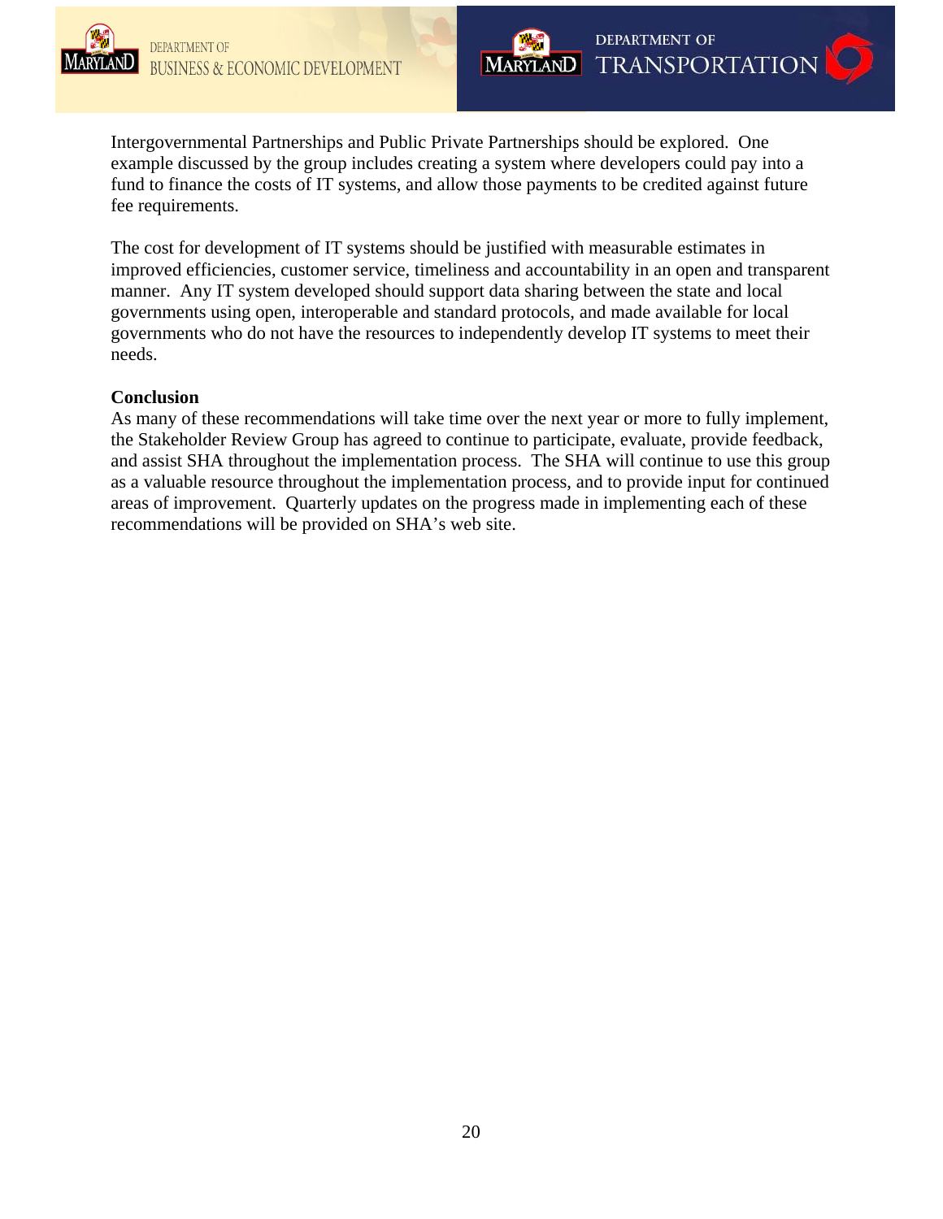Intergovernmental Partnerships and Public Private Partnerships should be explored. One example discussed by the group includes creating a system where developers could pay into a fund to finance the costs of IT systems, and allow those payments to be credited against future fee requirements.

The cost for development of IT systems should be justified with measurable estimates in improved efficiencies, customer service, timeliness and accountability in an open and transparent manner. Any IT system developed should support data sharing between the state and local governments using open, interoperable and standard protocols, and made available for local governments who do not have the resources to independently develop IT systems to meet their needs.

**Conclusion**

As many of these recommendations will take time over the next year or more to fully implement, the Stakeholder Review Group has agreed to continue to participate, evaluate, provide feedback, and assist SHA throughout the implementation process. The SHA will continue to use this group as a valuable resource throughout the implementation process, and to provide input for continued areas of improvement. Quarterly updates on the progress made in implementing each of these recommendations will be provided on SHA's web site.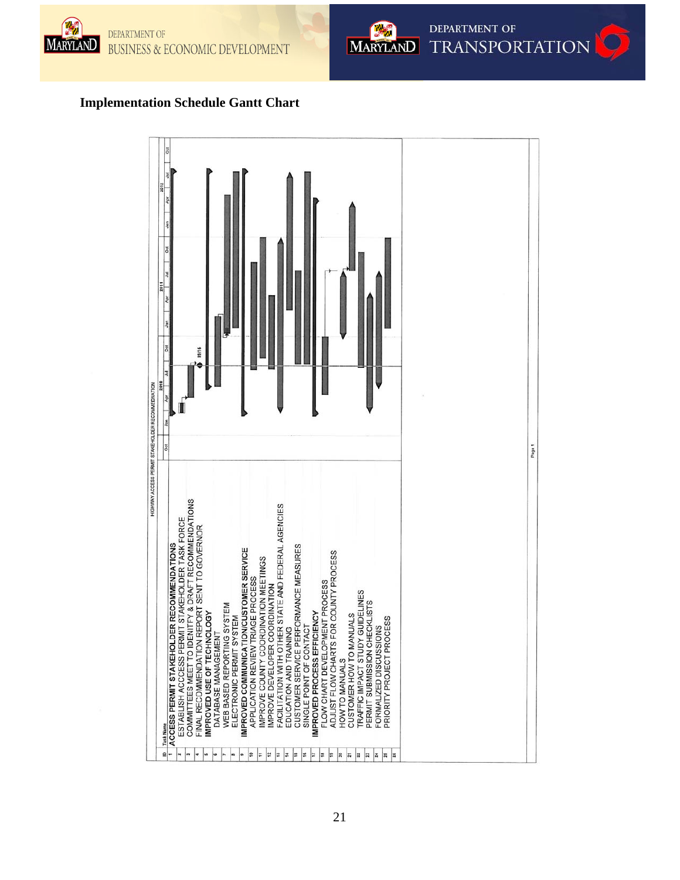## Implementation Schedule Gantt Chart

HIGHWAY ACCESS PERMIT STAKEHOLDER RECOMMEDNATION

ID Task Name

1 ACCESS PERMIT STAKEHOLDER RECOMMENDATIONS
2 ESTABLISH ACCCESS PERMIT STAKEHOLDER TASK FORCE
3 COMMITTEES MEET TO IDENITFY & DRAFT RECOMMENDATIONS
4 FINAL RECOMMENDATION REPORT SENT TO GOVERNOR
5 IMPROVED USE OF TECHNOLOGY
6 DATABASE MANAGEMENT
7 WEB BASED REPORTING SYSTEM
8 ELECTRONIC PERMIT SYSTEM
9 IMPROVED COMMUNICATION/CUSTOMER SERVICE
10 APPLICATION REVIEW TRIAGE PROCESS
11 IMPROVE COUNTY COORDINATION MEETINGS
12 IMPROVE DEVELOPER COORDINATION
13 FACILITATION WITH OTHER STATE AND FEDERAL AGENCIES
14 EDUCATION AND TRAINING
15 CUSTOMER SERVICE PERFORMANCE MEASURES
16 SINGLE POINT OF CONTACT
17 IMPROVED PROCESS EFFICIENCY
18 FLOW CHART DEVELOPMENT PROCESS
19 ADJUST FLOW CHARTS FOR COUNTY PROCESS
20 HOW TO MANUALS
21 CUSTOMER HOW TO MANUALS
22 TRAFFIC IMPACT STUDY GUIDELINES
23 PERMIT SUBMISSION CHECKLISTS
24 FORMALIZED DISCUSSIONS
25 PRIORITY PROJECT PROCESS
26

Oct | 2010 Jan | Apr | Jul | Oct | 2011 Jan | Apr | Jul | Oct | 2012 Jan | Apr | Jul | Oct

09/16